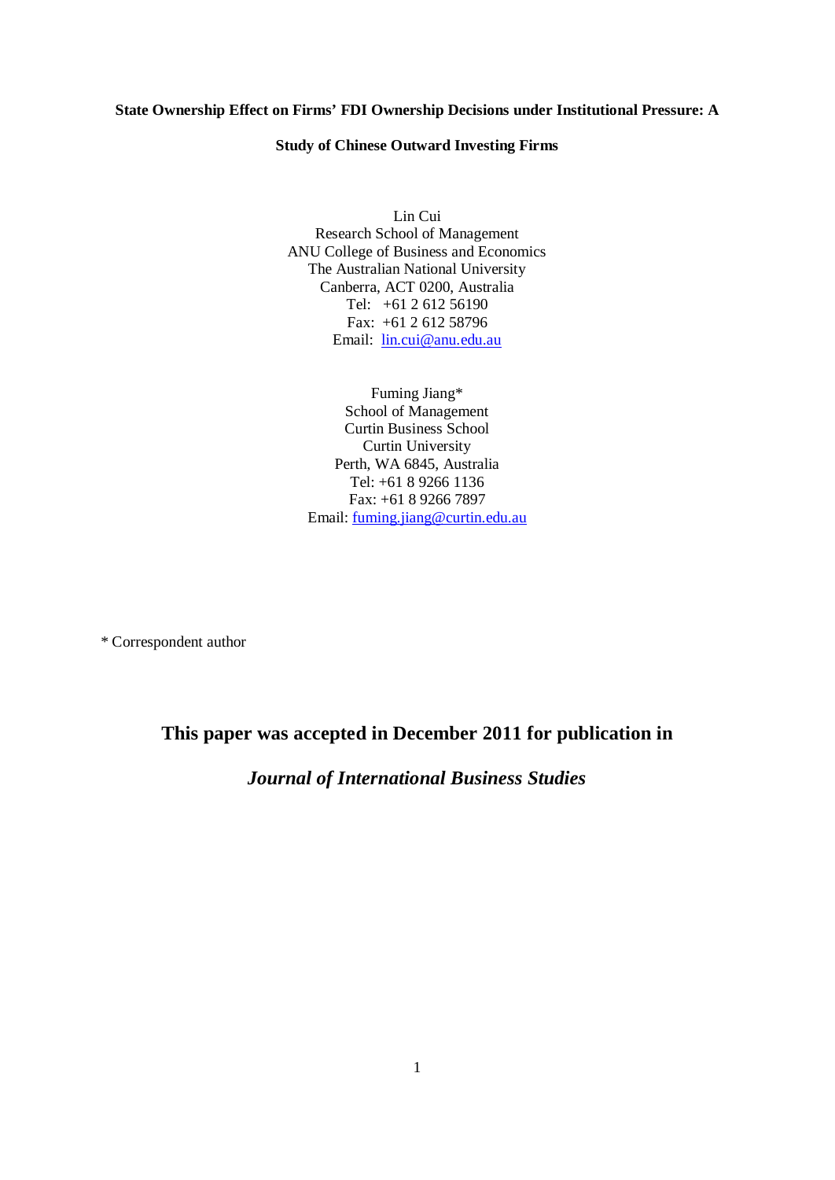**State Ownership Effect on Firms' FDI Ownership Decisions under Institutional Pressure: A Study of Chinese Outward Investing Firms**

Lin Cui
Research School of Management
ANU College of Business and Economics
The Australian National University
Canberra, ACT 0200, Australia
Tel: +61 2 612 56190
Fax: +61 2 612 58796
Email: lin.cui@anu.edu.au

Fuming Jiang*
School of Management
Curtin Business School
Curtin University
Perth, WA 6845, Australia
Tel: +61 8 9266 1136
Fax: +61 8 9266 7897
Email: fuming.jiang@curtin.edu.au

\* Correspondent author

**This paper was accepted in December 2011 for publication in**

***Journal of International Business Studies***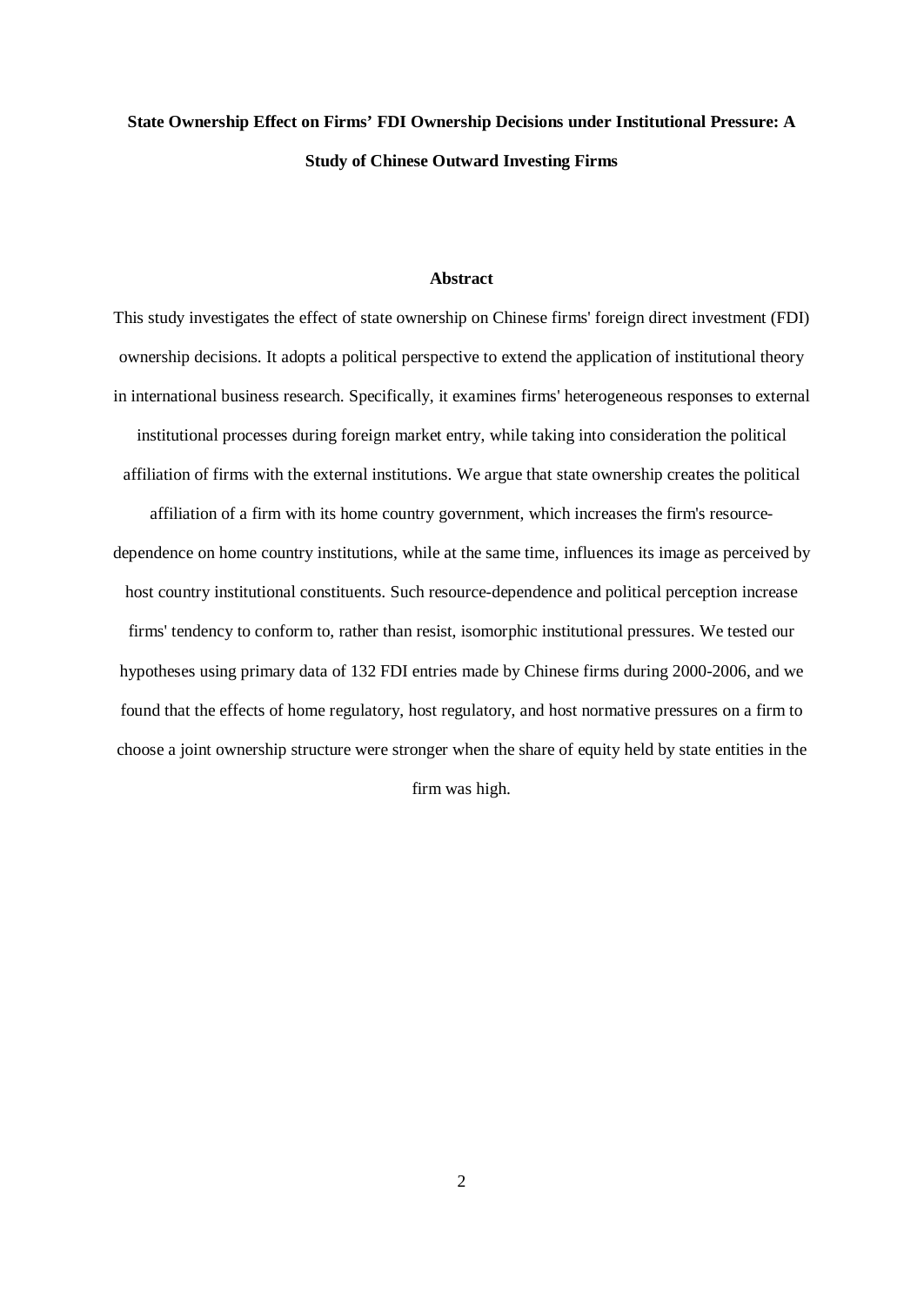# State Ownership Effect on Firms' FDI Ownership Decisions under Institutional Pressure: A Study of Chinese Outward Investing Firms

## Abstract

This study investigates the effect of state ownership on Chinese firms' foreign direct investment (FDI) ownership decisions. It adopts a political perspective to extend the application of institutional theory in international business research. Specifically, it examines firms' heterogeneous responses to external institutional processes during foreign market entry, while taking into consideration the political affiliation of firms with the external institutions. We argue that state ownership creates the political affiliation of a firm with its home country government, which increases the firm's resource-dependence on home country institutions, while at the same time, influences its image as perceived by host country institutional constituents. Such resource-dependence and political perception increase firms' tendency to conform to, rather than resist, isomorphic institutional pressures. We tested our hypotheses using primary data of 132 FDI entries made by Chinese firms during 2000-2006, and we found that the effects of home regulatory, host regulatory, and host normative pressures on a firm to choose a joint ownership structure were stronger when the share of equity held by state entities in the firm was high.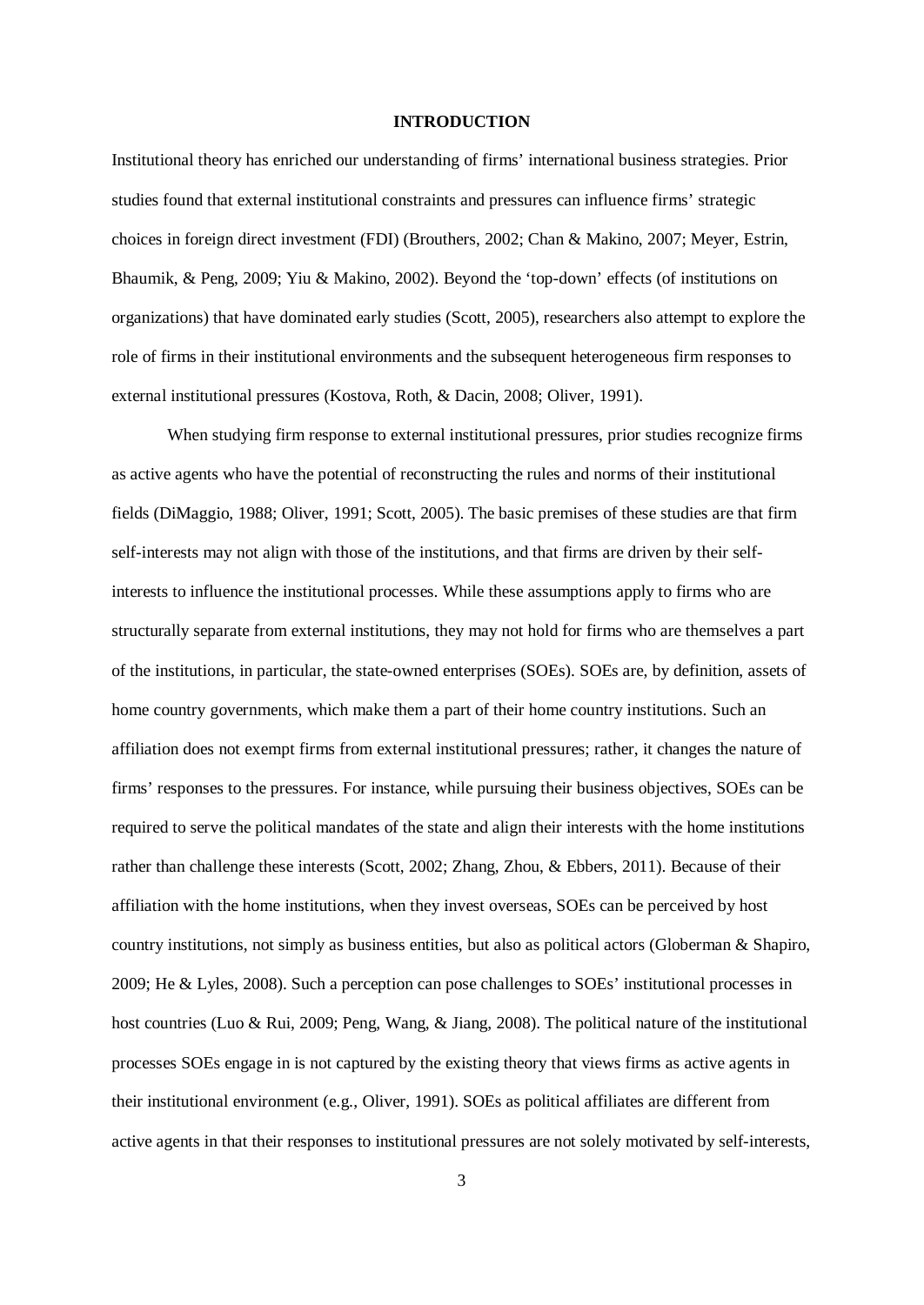# INTRODUCTION

Institutional theory has enriched our understanding of firms' international business strategies. Prior studies found that external institutional constraints and pressures can influence firms' strategic choices in foreign direct investment (FDI) (Brouthers, 2002; Chan & Makino, 2007; Meyer, Estrin, Bhaumik, & Peng, 2009; Yiu & Makino, 2002). Beyond the 'top-down' effects (of institutions on organizations) that have dominated early studies (Scott, 2005), researchers also attempt to explore the role of firms in their institutional environments and the subsequent heterogeneous firm responses to external institutional pressures (Kostova, Roth, & Dacin, 2008; Oliver, 1991).

When studying firm response to external institutional pressures, prior studies recognize firms as active agents who have the potential of reconstructing the rules and norms of their institutional fields (DiMaggio, 1988; Oliver, 1991; Scott, 2005). The basic premises of these studies are that firm self-interests may not align with those of the institutions, and that firms are driven by their self-interests to influence the institutional processes. While these assumptions apply to firms who are structurally separate from external institutions, they may not hold for firms who are themselves a part of the institutions, in particular, the state-owned enterprises (SOEs). SOEs are, by definition, assets of home country governments, which make them a part of their home country institutions. Such an affiliation does not exempt firms from external institutional pressures; rather, it changes the nature of firms' responses to the pressures. For instance, while pursuing their business objectives, SOEs can be required to serve the political mandates of the state and align their interests with the home institutions rather than challenge these interests (Scott, 2002; Zhang, Zhou, & Ebbers, 2011). Because of their affiliation with the home institutions, when they invest overseas, SOEs can be perceived by host country institutions, not simply as business entities, but also as political actors (Globerman & Shapiro, 2009; He & Lyles, 2008). Such a perception can pose challenges to SOEs' institutional processes in host countries (Luo & Rui, 2009; Peng, Wang, & Jiang, 2008). The political nature of the institutional processes SOEs engage in is not captured by the existing theory that views firms as active agents in their institutional environment (e.g., Oliver, 1991). SOEs as political affiliates are different from active agents in that their responses to institutional pressures are not solely motivated by self-interests,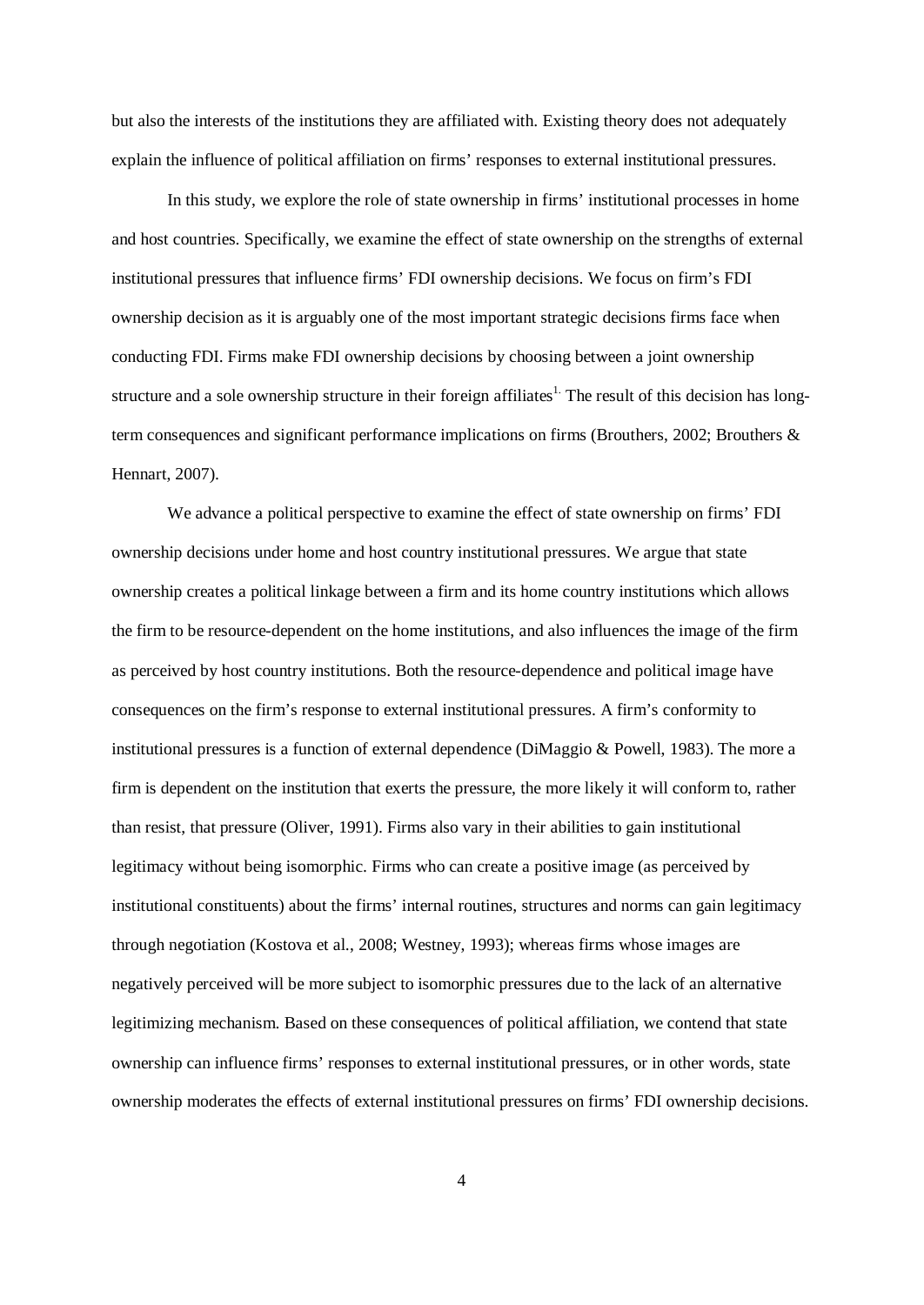but also the interests of the institutions they are affiliated with. Existing theory does not adequately explain the influence of political affiliation on firms' responses to external institutional pressures.

In this study, we explore the role of state ownership in firms' institutional processes in home and host countries. Specifically, we examine the effect of state ownership on the strengths of external institutional pressures that influence firms' FDI ownership decisions. We focus on firm's FDI ownership decision as it is arguably one of the most important strategic decisions firms face when conducting FDI. Firms make FDI ownership decisions by choosing between a joint ownership structure and a sole ownership structure in their foreign affiliates[1]. The result of this decision has long-term consequences and significant performance implications on firms (Brouthers, 2002; Brouthers & Hennart, 2007).

We advance a political perspective to examine the effect of state ownership on firms' FDI ownership decisions under home and host country institutional pressures. We argue that state ownership creates a political linkage between a firm and its home country institutions which allows the firm to be resource-dependent on the home institutions, and also influences the image of the firm as perceived by host country institutions. Both the resource-dependence and political image have consequences on the firm's response to external institutional pressures. A firm's conformity to institutional pressures is a function of external dependence (DiMaggio & Powell, 1983). The more a firm is dependent on the institution that exerts the pressure, the more likely it will conform to, rather than resist, that pressure (Oliver, 1991). Firms also vary in their abilities to gain institutional legitimacy without being isomorphic. Firms who can create a positive image (as perceived by institutional constituents) about the firms' internal routines, structures and norms can gain legitimacy through negotiation (Kostova et al., 2008; Westney, 1993); whereas firms whose images are negatively perceived will be more subject to isomorphic pressures due to the lack of an alternative legitimizing mechanism. Based on these consequences of political affiliation, we contend that state ownership can influence firms' responses to external institutional pressures, or in other words, state ownership moderates the effects of external institutional pressures on firms' FDI ownership decisions.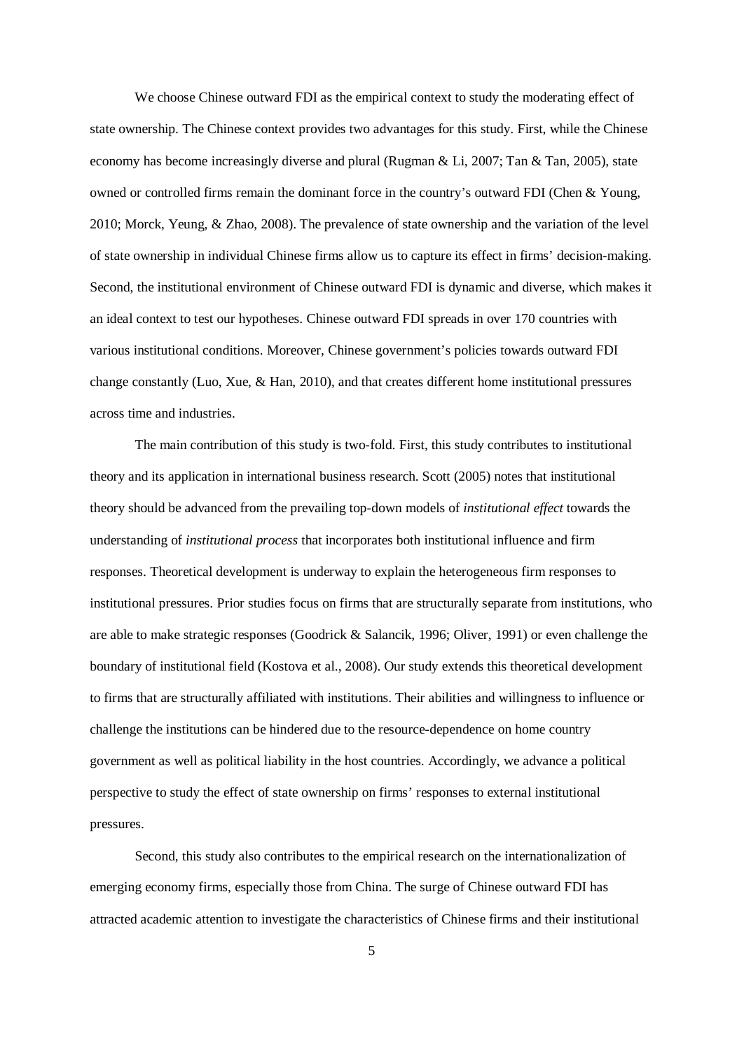We choose Chinese outward FDI as the empirical context to study the moderating effect of state ownership. The Chinese context provides two advantages for this study. First, while the Chinese economy has become increasingly diverse and plural (Rugman & Li, 2007; Tan & Tan, 2005), state owned or controlled firms remain the dominant force in the country's outward FDI (Chen & Young, 2010; Morck, Yeung, & Zhao, 2008). The prevalence of state ownership and the variation of the level of state ownership in individual Chinese firms allow us to capture its effect in firms' decision-making. Second, the institutional environment of Chinese outward FDI is dynamic and diverse, which makes it an ideal context to test our hypotheses. Chinese outward FDI spreads in over 170 countries with various institutional conditions. Moreover, Chinese government's policies towards outward FDI change constantly (Luo, Xue, & Han, 2010), and that creates different home institutional pressures across time and industries.

The main contribution of this study is two-fold. First, this study contributes to institutional theory and its application in international business research. Scott (2005) notes that institutional theory should be advanced from the prevailing top-down models of *institutional effect* towards the understanding of *institutional process* that incorporates both institutional influence and firm responses. Theoretical development is underway to explain the heterogeneous firm responses to institutional pressures. Prior studies focus on firms that are structurally separate from institutions, who are able to make strategic responses (Goodrick & Salancik, 1996; Oliver, 1991) or even challenge the boundary of institutional field (Kostova et al., 2008). Our study extends this theoretical development to firms that are structurally affiliated with institutions. Their abilities and willingness to influence or challenge the institutions can be hindered due to the resource-dependence on home country government as well as political liability in the host countries. Accordingly, we advance a political perspective to study the effect of state ownership on firms' responses to external institutional pressures.

Second, this study also contributes to the empirical research on the internationalization of emerging economy firms, especially those from China. The surge of Chinese outward FDI has attracted academic attention to investigate the characteristics of Chinese firms and their institutional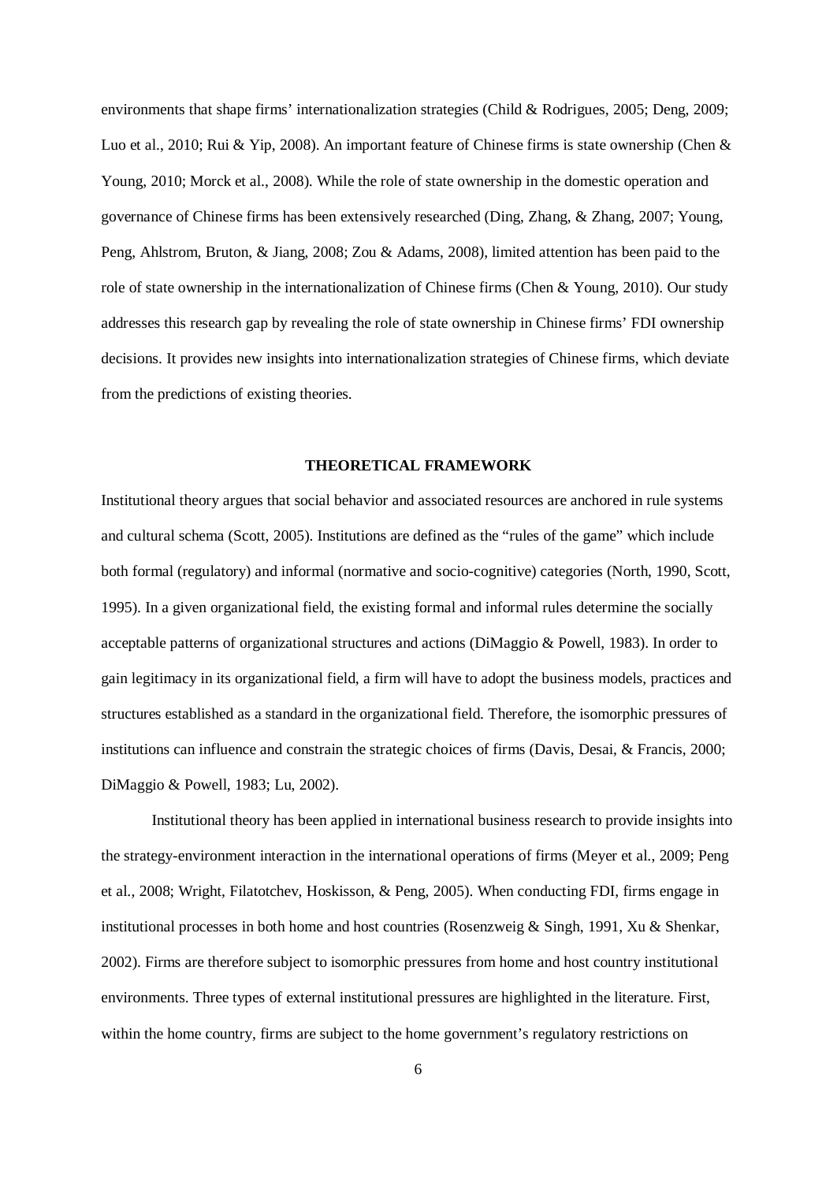environments that shape firms' internationalization strategies (Child & Rodrigues, 2005; Deng, 2009; Luo et al., 2010; Rui & Yip, 2008). An important feature of Chinese firms is state ownership (Chen & Young, 2010; Morck et al., 2008). While the role of state ownership in the domestic operation and governance of Chinese firms has been extensively researched (Ding, Zhang, & Zhang, 2007; Young, Peng, Ahlstrom, Bruton, & Jiang, 2008; Zou & Adams, 2008), limited attention has been paid to the role of state ownership in the internationalization of Chinese firms (Chen & Young, 2010). Our study addresses this research gap by revealing the role of state ownership in Chinese firms' FDI ownership decisions. It provides new insights into internationalization strategies of Chinese firms, which deviate from the predictions of existing theories.

## THEORETICAL FRAMEWORK

Institutional theory argues that social behavior and associated resources are anchored in rule systems and cultural schema (Scott, 2005). Institutions are defined as the "rules of the game" which include both formal (regulatory) and informal (normative and socio-cognitive) categories (North, 1990, Scott, 1995). In a given organizational field, the existing formal and informal rules determine the socially acceptable patterns of organizational structures and actions (DiMaggio & Powell, 1983). In order to gain legitimacy in its organizational field, a firm will have to adopt the business models, practices and structures established as a standard in the organizational field. Therefore, the isomorphic pressures of institutions can influence and constrain the strategic choices of firms (Davis, Desai, & Francis, 2000; DiMaggio & Powell, 1983; Lu, 2002).

Institutional theory has been applied in international business research to provide insights into the strategy-environment interaction in the international operations of firms (Meyer et al., 2009; Peng et al., 2008; Wright, Filatotchev, Hoskisson, & Peng, 2005). When conducting FDI, firms engage in institutional processes in both home and host countries (Rosenzweig & Singh, 1991, Xu & Shenkar, 2002). Firms are therefore subject to isomorphic pressures from home and host country institutional environments. Three types of external institutional pressures are highlighted in the literature. First, within the home country, firms are subject to the home government's regulatory restrictions on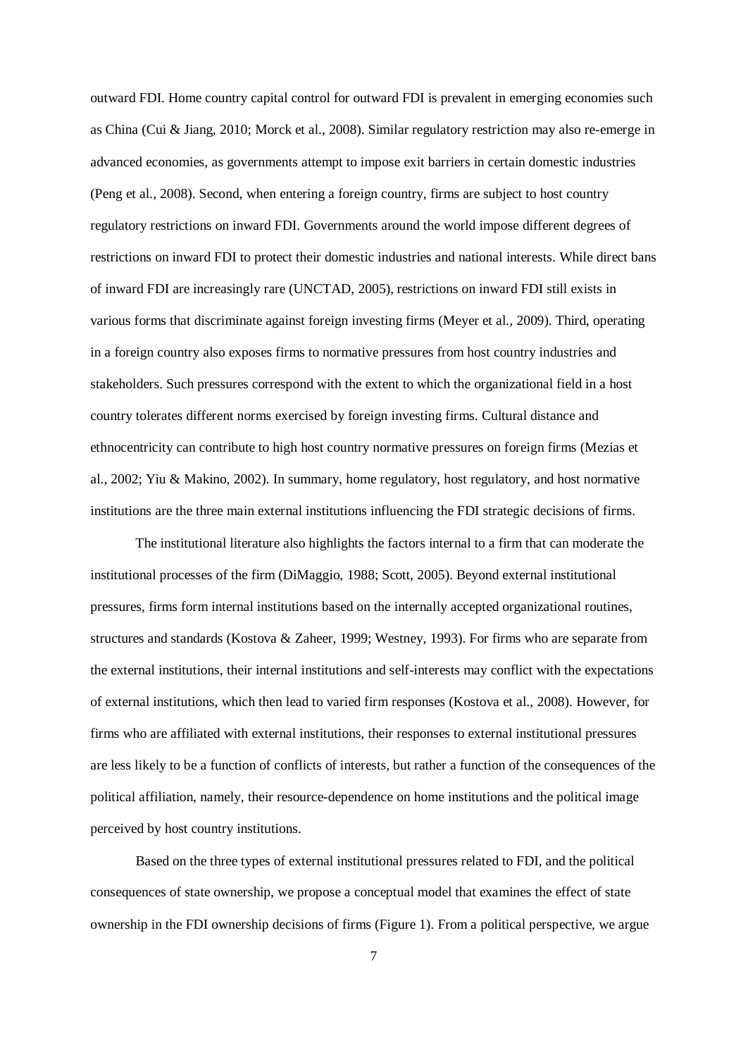outward FDI. Home country capital control for outward FDI is prevalent in emerging economies such as China (Cui & Jiang, 2010; Morck et al., 2008). Similar regulatory restriction may also re-emerge in advanced economies, as governments attempt to impose exit barriers in certain domestic industries (Peng et al., 2008). Second, when entering a foreign country, firms are subject to host country regulatory restrictions on inward FDI. Governments around the world impose different degrees of restrictions on inward FDI to protect their domestic industries and national interests. While direct bans of inward FDI are increasingly rare (UNCTAD, 2005), restrictions on inward FDI still exists in various forms that discriminate against foreign investing firms (Meyer et al., 2009). Third, operating in a foreign country also exposes firms to normative pressures from host country industries and stakeholders. Such pressures correspond with the extent to which the organizational field in a host country tolerates different norms exercised by foreign investing firms. Cultural distance and ethnocentricity can contribute to high host country normative pressures on foreign firms (Mezias et al., 2002; Yiu & Makino, 2002). In summary, home regulatory, host regulatory, and host normative institutions are the three main external institutions influencing the FDI strategic decisions of firms.

The institutional literature also highlights the factors internal to a firm that can moderate the institutional processes of the firm (DiMaggio, 1988; Scott, 2005). Beyond external institutional pressures, firms form internal institutions based on the internally accepted organizational routines, structures and standards (Kostova & Zaheer, 1999; Westney, 1993). For firms who are separate from the external institutions, their internal institutions and self-interests may conflict with the expectations of external institutions, which then lead to varied firm responses (Kostova et al., 2008). However, for firms who are affiliated with external institutions, their responses to external institutional pressures are less likely to be a function of conflicts of interests, but rather a function of the consequences of the political affiliation, namely, their resource-dependence on home institutions and the political image perceived by host country institutions.

Based on the three types of external institutional pressures related to FDI, and the political consequences of state ownership, we propose a conceptual model that examines the effect of state ownership in the FDI ownership decisions of firms (Figure 1). From a political perspective, we argue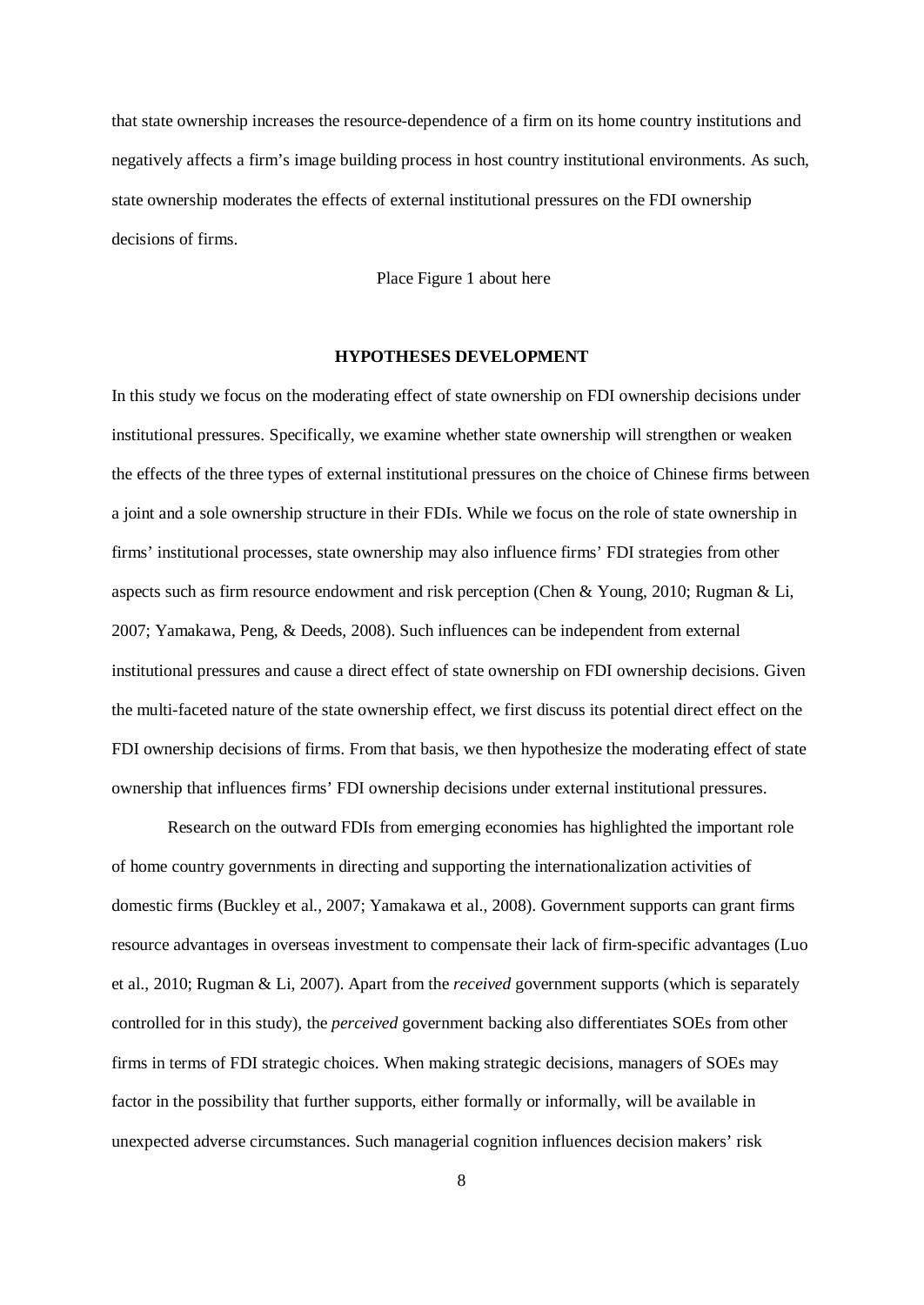that state ownership increases the resource-dependence of a firm on its home country institutions and negatively affects a firm's image building process in host country institutional environments. As such, state ownership moderates the effects of external institutional pressures on the FDI ownership decisions of firms.

Place Figure 1 about here

## HYPOTHESES DEVELOPMENT

In this study we focus on the moderating effect of state ownership on FDI ownership decisions under institutional pressures. Specifically, we examine whether state ownership will strengthen or weaken the effects of the three types of external institutional pressures on the choice of Chinese firms between a joint and a sole ownership structure in their FDIs. While we focus on the role of state ownership in firms' institutional processes, state ownership may also influence firms' FDI strategies from other aspects such as firm resource endowment and risk perception (Chen & Young, 2010; Rugman & Li, 2007; Yamakawa, Peng, & Deeds, 2008). Such influences can be independent from external institutional pressures and cause a direct effect of state ownership on FDI ownership decisions. Given the multi-faceted nature of the state ownership effect, we first discuss its potential direct effect on the FDI ownership decisions of firms. From that basis, we then hypothesize the moderating effect of state ownership that influences firms' FDI ownership decisions under external institutional pressures.

Research on the outward FDIs from emerging economies has highlighted the important role of home country governments in directing and supporting the internationalization activities of domestic firms (Buckley et al., 2007; Yamakawa et al., 2008). Government supports can grant firms resource advantages in overseas investment to compensate their lack of firm-specific advantages (Luo et al., 2010; Rugman & Li, 2007). Apart from the *received* government supports (which is separately controlled for in this study), the *perceived* government backing also differentiates SOEs from other firms in terms of FDI strategic choices. When making strategic decisions, managers of SOEs may factor in the possibility that further supports, either formally or informally, will be available in unexpected adverse circumstances. Such managerial cognition influences decision makers' risk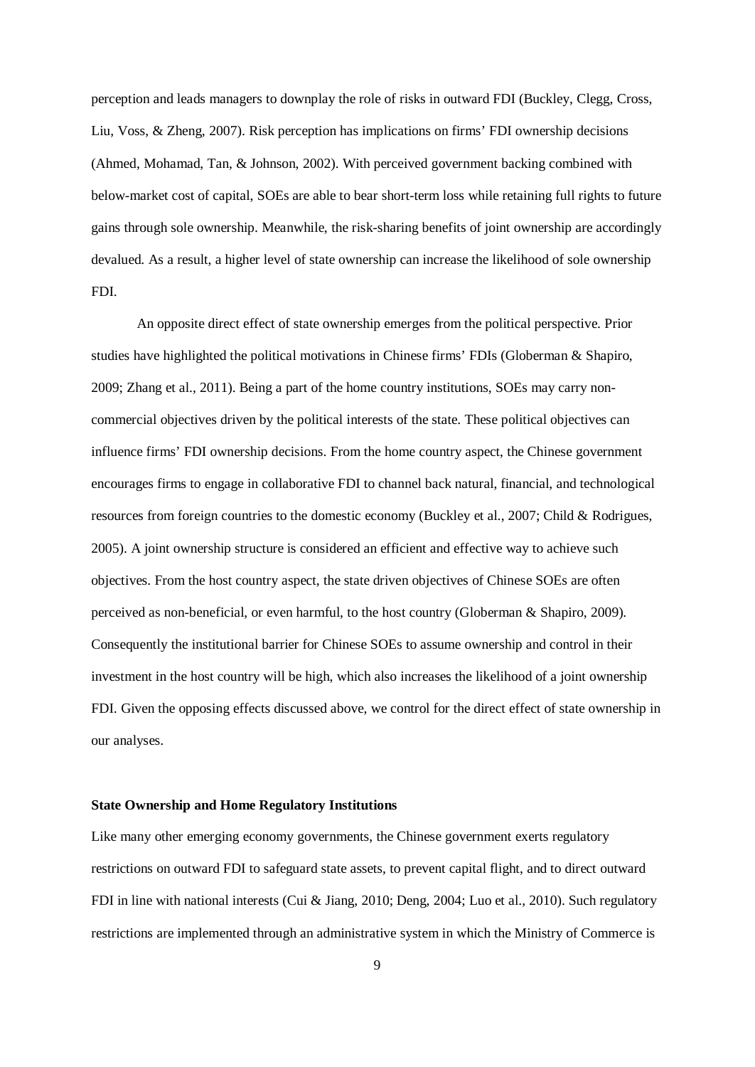perception and leads managers to downplay the role of risks in outward FDI (Buckley, Clegg, Cross, Liu, Voss, & Zheng, 2007). Risk perception has implications on firms' FDI ownership decisions (Ahmed, Mohamad, Tan, & Johnson, 2002). With perceived government backing combined with below-market cost of capital, SOEs are able to bear short-term loss while retaining full rights to future gains through sole ownership. Meanwhile, the risk-sharing benefits of joint ownership are accordingly devalued. As a result, a higher level of state ownership can increase the likelihood of sole ownership FDI.

An opposite direct effect of state ownership emerges from the political perspective. Prior studies have highlighted the political motivations in Chinese firms' FDIs (Globerman & Shapiro, 2009; Zhang et al., 2011). Being a part of the home country institutions, SOEs may carry non-commercial objectives driven by the political interests of the state. These political objectives can influence firms' FDI ownership decisions. From the home country aspect, the Chinese government encourages firms to engage in collaborative FDI to channel back natural, financial, and technological resources from foreign countries to the domestic economy (Buckley et al., 2007; Child & Rodrigues, 2005). A joint ownership structure is considered an efficient and effective way to achieve such objectives. From the host country aspect, the state driven objectives of Chinese SOEs are often perceived as non-beneficial, or even harmful, to the host country (Globerman & Shapiro, 2009). Consequently the institutional barrier for Chinese SOEs to assume ownership and control in their investment in the host country will be high, which also increases the likelihood of a joint ownership FDI. Given the opposing effects discussed above, we control for the direct effect of state ownership in our analyses.

**State Ownership and Home Regulatory Institutions**

Like many other emerging economy governments, the Chinese government exerts regulatory restrictions on outward FDI to safeguard state assets, to prevent capital flight, and to direct outward FDI in line with national interests (Cui & Jiang, 2010; Deng, 2004; Luo et al., 2010). Such regulatory restrictions are implemented through an administrative system in which the Ministry of Commerce is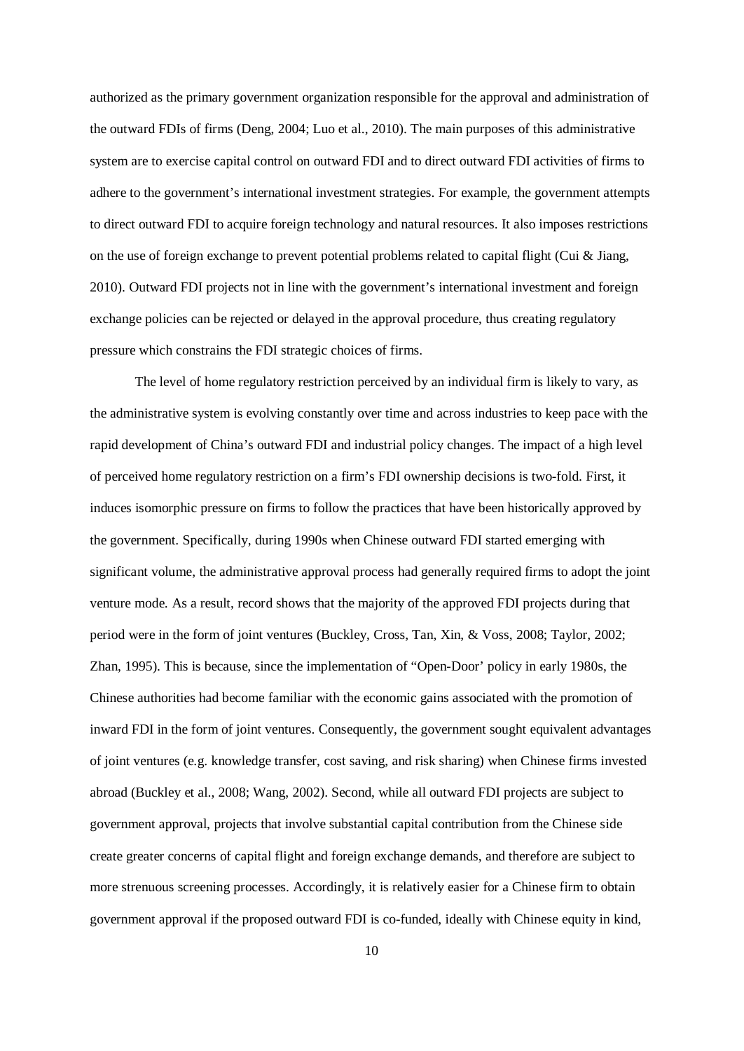authorized as the primary government organization responsible for the approval and administration of the outward FDIs of firms (Deng, 2004; Luo et al., 2010). The main purposes of this administrative system are to exercise capital control on outward FDI and to direct outward FDI activities of firms to adhere to the government's international investment strategies. For example, the government attempts to direct outward FDI to acquire foreign technology and natural resources. It also imposes restrictions on the use of foreign exchange to prevent potential problems related to capital flight (Cui & Jiang, 2010). Outward FDI projects not in line with the government's international investment and foreign exchange policies can be rejected or delayed in the approval procedure, thus creating regulatory pressure which constrains the FDI strategic choices of firms.

The level of home regulatory restriction perceived by an individual firm is likely to vary, as the administrative system is evolving constantly over time and across industries to keep pace with the rapid development of China's outward FDI and industrial policy changes. The impact of a high level of perceived home regulatory restriction on a firm's FDI ownership decisions is two-fold. First, it induces isomorphic pressure on firms to follow the practices that have been historically approved by the government. Specifically, during 1990s when Chinese outward FDI started emerging with significant volume, the administrative approval process had generally required firms to adopt the joint venture mode. As a result, record shows that the majority of the approved FDI projects during that period were in the form of joint ventures (Buckley, Cross, Tan, Xin, & Voss, 2008; Taylor, 2002; Zhan, 1995). This is because, since the implementation of "Open-Door' policy in early 1980s, the Chinese authorities had become familiar with the economic gains associated with the promotion of inward FDI in the form of joint ventures. Consequently, the government sought equivalent advantages of joint ventures (e.g. knowledge transfer, cost saving, and risk sharing) when Chinese firms invested abroad (Buckley et al., 2008; Wang, 2002). Second, while all outward FDI projects are subject to government approval, projects that involve substantial capital contribution from the Chinese side create greater concerns of capital flight and foreign exchange demands, and therefore are subject to more strenuous screening processes. Accordingly, it is relatively easier for a Chinese firm to obtain government approval if the proposed outward FDI is co-funded, ideally with Chinese equity in kind,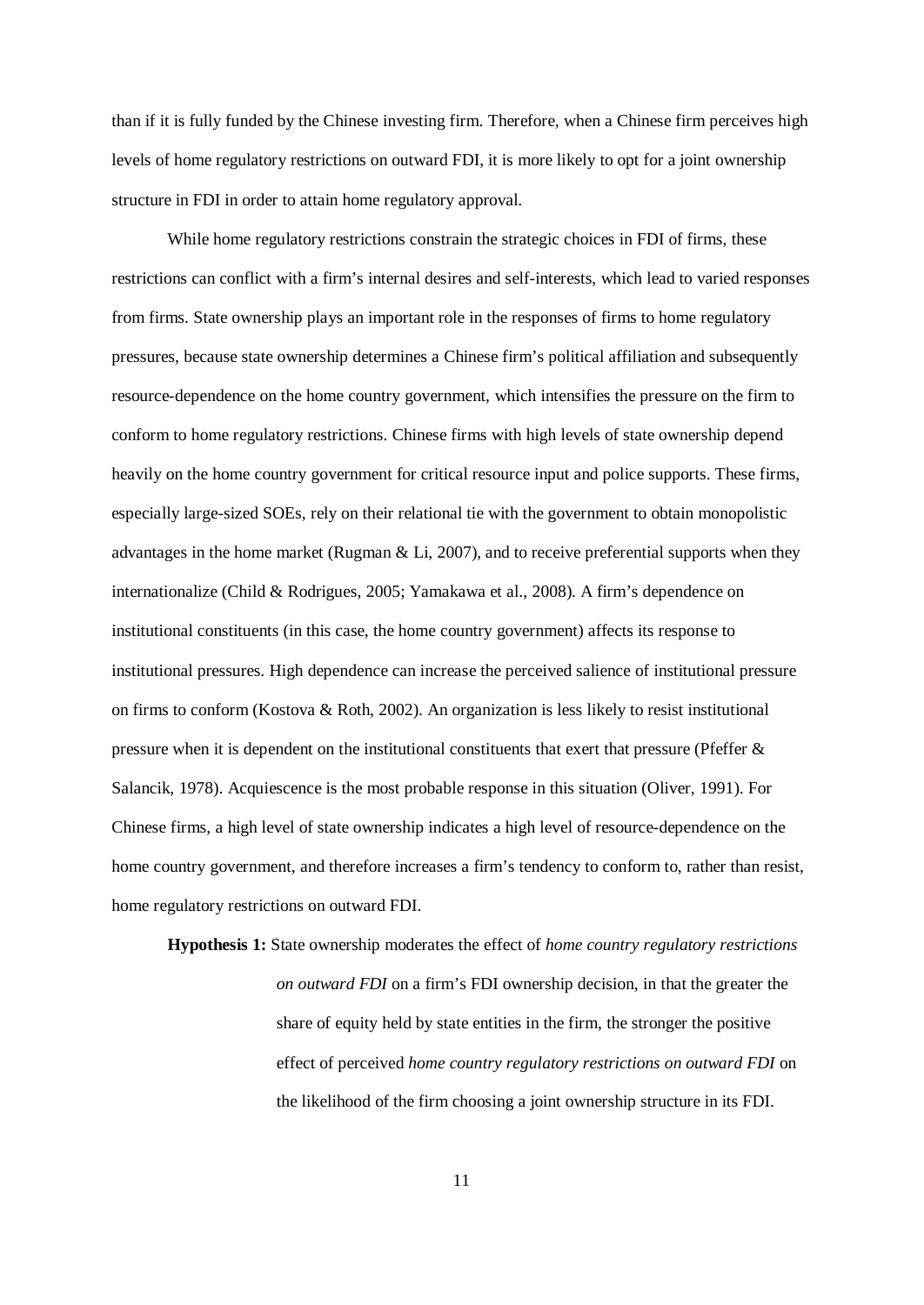than if it is fully funded by the Chinese investing firm. Therefore, when a Chinese firm perceives high levels of home regulatory restrictions on outward FDI, it is more likely to opt for a joint ownership structure in FDI in order to attain home regulatory approval.

While home regulatory restrictions constrain the strategic choices in FDI of firms, these restrictions can conflict with a firm's internal desires and self-interests, which lead to varied responses from firms. State ownership plays an important role in the responses of firms to home regulatory pressures, because state ownership determines a Chinese firm's political affiliation and subsequently resource-dependence on the home country government, which intensifies the pressure on the firm to conform to home regulatory restrictions. Chinese firms with high levels of state ownership depend heavily on the home country government for critical resource input and police supports. These firms, especially large-sized SOEs, rely on their relational tie with the government to obtain monopolistic advantages in the home market (Rugman & Li, 2007), and to receive preferential supports when they internationalize (Child & Rodrigues, 2005; Yamakawa et al., 2008). A firm's dependence on institutional constituents (in this case, the home country government) affects its response to institutional pressures. High dependence can increase the perceived salience of institutional pressure on firms to conform (Kostova & Roth, 2002). An organization is less likely to resist institutional pressure when it is dependent on the institutional constituents that exert that pressure (Pfeffer & Salancik, 1978). Acquiescence is the most probable response in this situation (Oliver, 1991). For Chinese firms, a high level of state ownership indicates a high level of resource-dependence on the home country government, and therefore increases a firm's tendency to conform to, rather than resist, home regulatory restrictions on outward FDI.

**Hypothesis 1:** State ownership moderates the effect of *home country regulatory restrictions on outward FDI* on a firm's FDI ownership decision, in that the greater the share of equity held by state entities in the firm, the stronger the positive effect of perceived *home country regulatory restrictions on outward FDI* on the likelihood of the firm choosing a joint ownership structure in its FDI.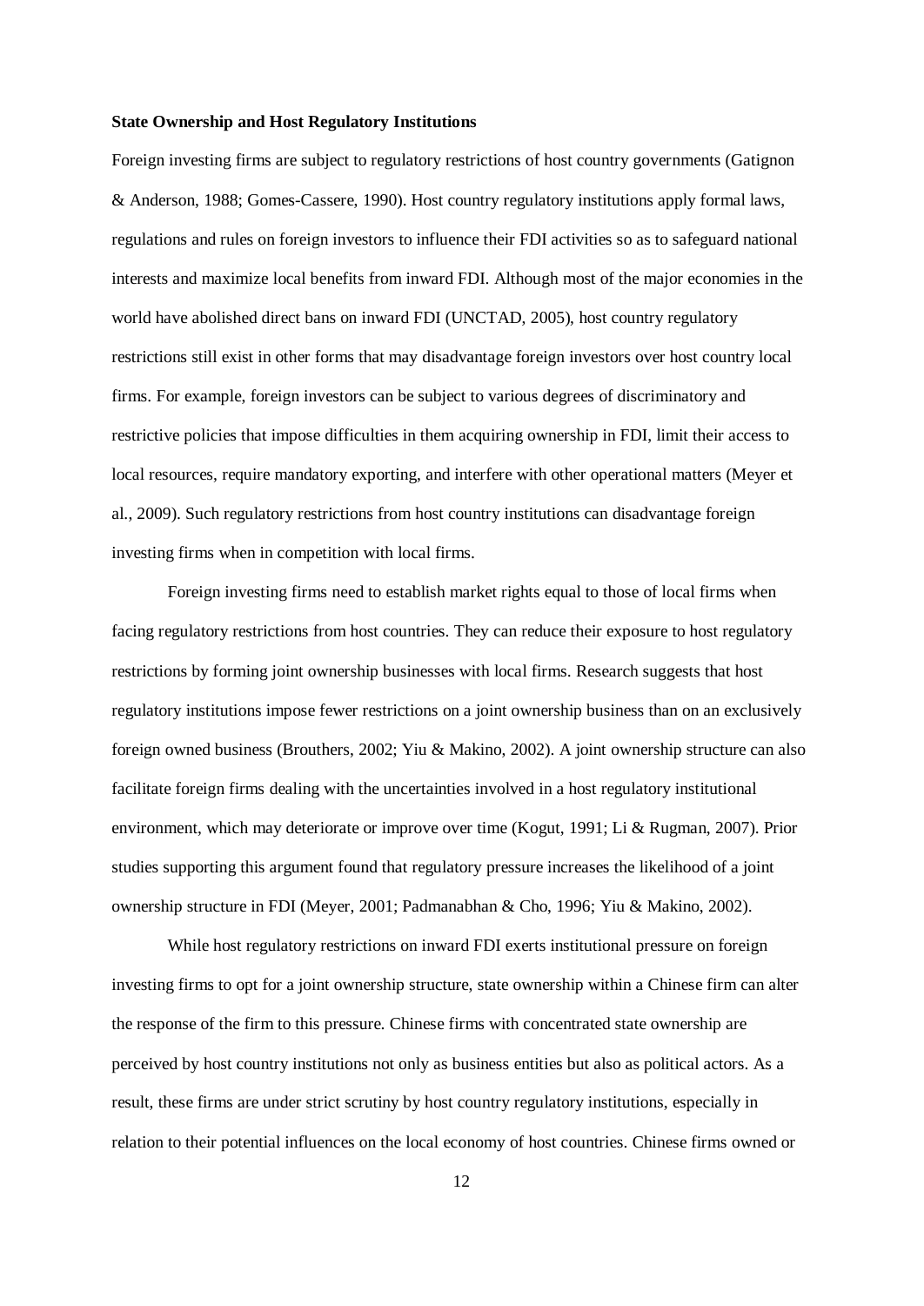**State Ownership and Host Regulatory Institutions**

Foreign investing firms are subject to regulatory restrictions of host country governments (Gatignon & Anderson, 1988; Gomes-Cassere, 1990). Host country regulatory institutions apply formal laws, regulations and rules on foreign investors to influence their FDI activities so as to safeguard national interests and maximize local benefits from inward FDI. Although most of the major economies in the world have abolished direct bans on inward FDI (UNCTAD, 2005), host country regulatory restrictions still exist in other forms that may disadvantage foreign investors over host country local firms. For example, foreign investors can be subject to various degrees of discriminatory and restrictive policies that impose difficulties in them acquiring ownership in FDI, limit their access to local resources, require mandatory exporting, and interfere with other operational matters (Meyer et al., 2009). Such regulatory restrictions from host country institutions can disadvantage foreign investing firms when in competition with local firms.

Foreign investing firms need to establish market rights equal to those of local firms when facing regulatory restrictions from host countries. They can reduce their exposure to host regulatory restrictions by forming joint ownership businesses with local firms. Research suggests that host regulatory institutions impose fewer restrictions on a joint ownership business than on an exclusively foreign owned business (Brouthers, 2002; Yiu & Makino, 2002). A joint ownership structure can also facilitate foreign firms dealing with the uncertainties involved in a host regulatory institutional environment, which may deteriorate or improve over time (Kogut, 1991; Li & Rugman, 2007). Prior studies supporting this argument found that regulatory pressure increases the likelihood of a joint ownership structure in FDI (Meyer, 2001; Padmanabhan & Cho, 1996; Yiu & Makino, 2002).

While host regulatory restrictions on inward FDI exerts institutional pressure on foreign investing firms to opt for a joint ownership structure, state ownership within a Chinese firm can alter the response of the firm to this pressure. Chinese firms with concentrated state ownership are perceived by host country institutions not only as business entities but also as political actors. As a result, these firms are under strict scrutiny by host country regulatory institutions, especially in relation to their potential influences on the local economy of host countries. Chinese firms owned or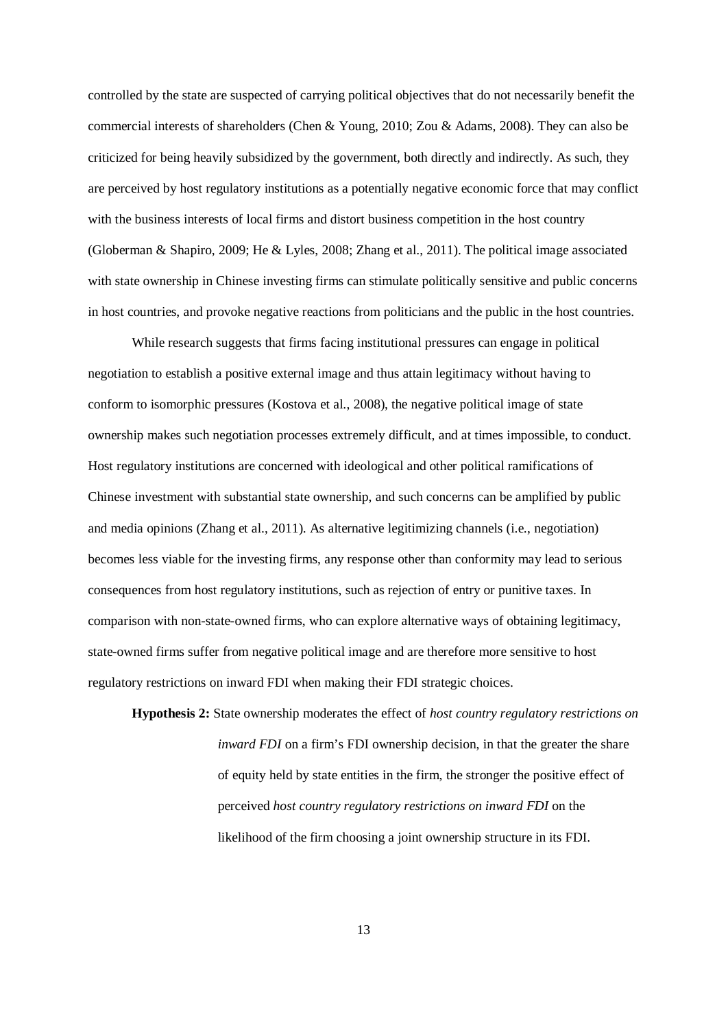controlled by the state are suspected of carrying political objectives that do not necessarily benefit the commercial interests of shareholders (Chen & Young, 2010; Zou & Adams, 2008). They can also be criticized for being heavily subsidized by the government, both directly and indirectly. As such, they are perceived by host regulatory institutions as a potentially negative economic force that may conflict with the business interests of local firms and distort business competition in the host country (Globerman & Shapiro, 2009; He & Lyles, 2008; Zhang et al., 2011). The political image associated with state ownership in Chinese investing firms can stimulate politically sensitive and public concerns in host countries, and provoke negative reactions from politicians and the public in the host countries.

While research suggests that firms facing institutional pressures can engage in political negotiation to establish a positive external image and thus attain legitimacy without having to conform to isomorphic pressures (Kostova et al., 2008), the negative political image of state ownership makes such negotiation processes extremely difficult, and at times impossible, to conduct. Host regulatory institutions are concerned with ideological and other political ramifications of Chinese investment with substantial state ownership, and such concerns can be amplified by public and media opinions (Zhang et al., 2011). As alternative legitimizing channels (i.e., negotiation) becomes less viable for the investing firms, any response other than conformity may lead to serious consequences from host regulatory institutions, such as rejection of entry or punitive taxes. In comparison with non-state-owned firms, who can explore alternative ways of obtaining legitimacy, state-owned firms suffer from negative political image and are therefore more sensitive to host regulatory restrictions on inward FDI when making their FDI strategic choices.

**Hypothesis 2:** State ownership moderates the effect of *host country regulatory restrictions on inward FDI* on a firm's FDI ownership decision, in that the greater the share of equity held by state entities in the firm, the stronger the positive effect of perceived *host country regulatory restrictions on inward FDI* on the likelihood of the firm choosing a joint ownership structure in its FDI.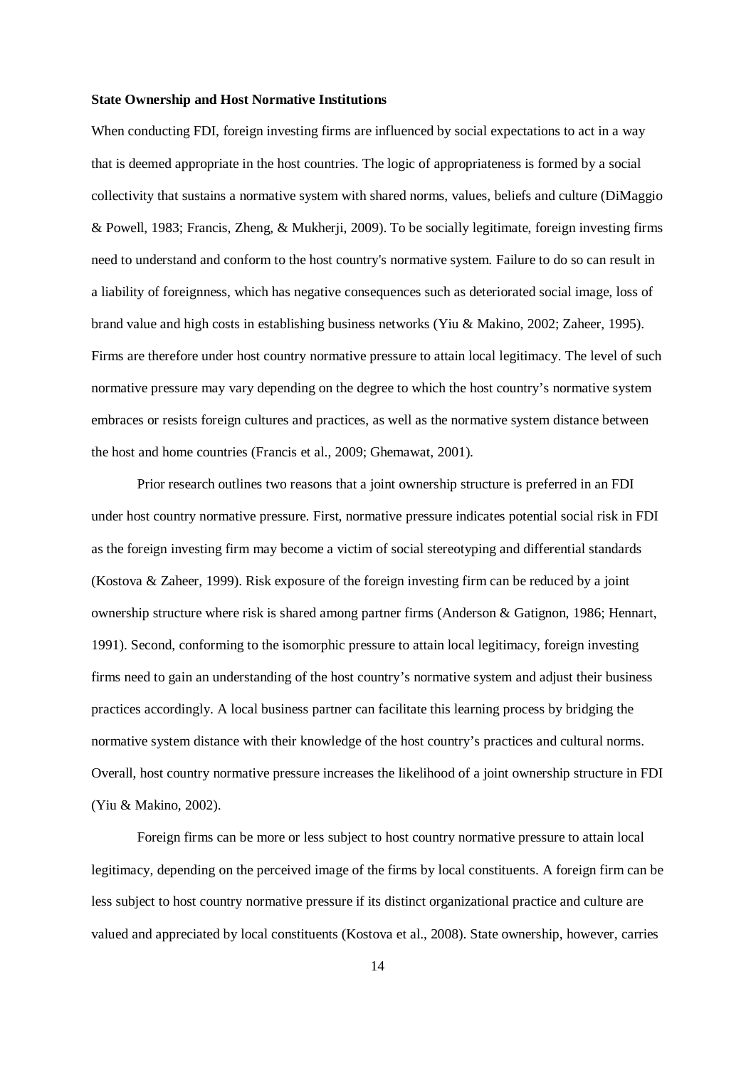**State Ownership and Host Normative Institutions**

When conducting FDI, foreign investing firms are influenced by social expectations to act in a way that is deemed appropriate in the host countries. The logic of appropriateness is formed by a social collectivity that sustains a normative system with shared norms, values, beliefs and culture (DiMaggio & Powell, 1983; Francis, Zheng, & Mukherji, 2009). To be socially legitimate, foreign investing firms need to understand and conform to the host country's normative system. Failure to do so can result in a liability of foreignness, which has negative consequences such as deteriorated social image, loss of brand value and high costs in establishing business networks (Yiu & Makino, 2002; Zaheer, 1995). Firms are therefore under host country normative pressure to attain local legitimacy. The level of such normative pressure may vary depending on the degree to which the host country's normative system embraces or resists foreign cultures and practices, as well as the normative system distance between the host and home countries (Francis et al., 2009; Ghemawat, 2001).

Prior research outlines two reasons that a joint ownership structure is preferred in an FDI under host country normative pressure. First, normative pressure indicates potential social risk in FDI as the foreign investing firm may become a victim of social stereotyping and differential standards (Kostova & Zaheer, 1999). Risk exposure of the foreign investing firm can be reduced by a joint ownership structure where risk is shared among partner firms (Anderson & Gatignon, 1986; Hennart, 1991). Second, conforming to the isomorphic pressure to attain local legitimacy, foreign investing firms need to gain an understanding of the host country's normative system and adjust their business practices accordingly. A local business partner can facilitate this learning process by bridging the normative system distance with their knowledge of the host country's practices and cultural norms. Overall, host country normative pressure increases the likelihood of a joint ownership structure in FDI (Yiu & Makino, 2002).

Foreign firms can be more or less subject to host country normative pressure to attain local legitimacy, depending on the perceived image of the firms by local constituents. A foreign firm can be less subject to host country normative pressure if its distinct organizational practice and culture are valued and appreciated by local constituents (Kostova et al., 2008). State ownership, however, carries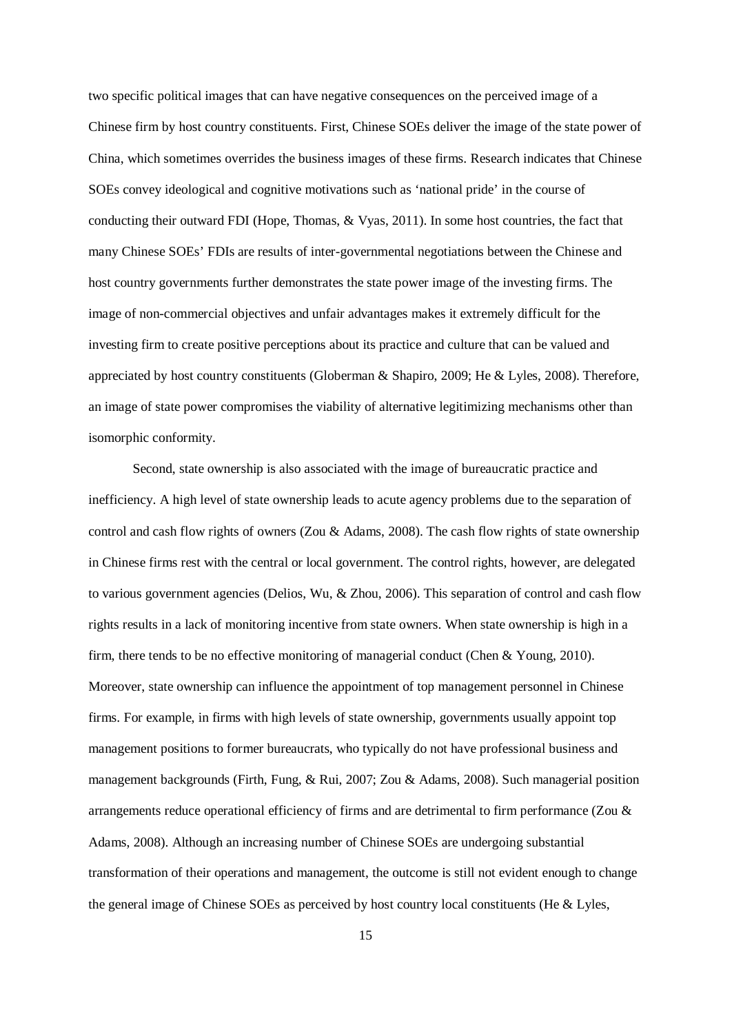two specific political images that can have negative consequences on the perceived image of a Chinese firm by host country constituents. First, Chinese SOEs deliver the image of the state power of China, which sometimes overrides the business images of these firms. Research indicates that Chinese SOEs convey ideological and cognitive motivations such as 'national pride' in the course of conducting their outward FDI (Hope, Thomas, & Vyas, 2011). In some host countries, the fact that many Chinese SOEs' FDIs are results of inter-governmental negotiations between the Chinese and host country governments further demonstrates the state power image of the investing firms. The image of non-commercial objectives and unfair advantages makes it extremely difficult for the investing firm to create positive perceptions about its practice and culture that can be valued and appreciated by host country constituents (Globerman & Shapiro, 2009; He & Lyles, 2008). Therefore, an image of state power compromises the viability of alternative legitimizing mechanisms other than isomorphic conformity.

Second, state ownership is also associated with the image of bureaucratic practice and inefficiency. A high level of state ownership leads to acute agency problems due to the separation of control and cash flow rights of owners (Zou & Adams, 2008). The cash flow rights of state ownership in Chinese firms rest with the central or local government. The control rights, however, are delegated to various government agencies (Delios, Wu, & Zhou, 2006). This separation of control and cash flow rights results in a lack of monitoring incentive from state owners. When state ownership is high in a firm, there tends to be no effective monitoring of managerial conduct (Chen & Young, 2010). Moreover, state ownership can influence the appointment of top management personnel in Chinese firms. For example, in firms with high levels of state ownership, governments usually appoint top management positions to former bureaucrats, who typically do not have professional business and management backgrounds (Firth, Fung, & Rui, 2007; Zou & Adams, 2008). Such managerial position arrangements reduce operational efficiency of firms and are detrimental to firm performance (Zou & Adams, 2008). Although an increasing number of Chinese SOEs are undergoing substantial transformation of their operations and management, the outcome is still not evident enough to change the general image of Chinese SOEs as perceived by host country local constituents (He & Lyles,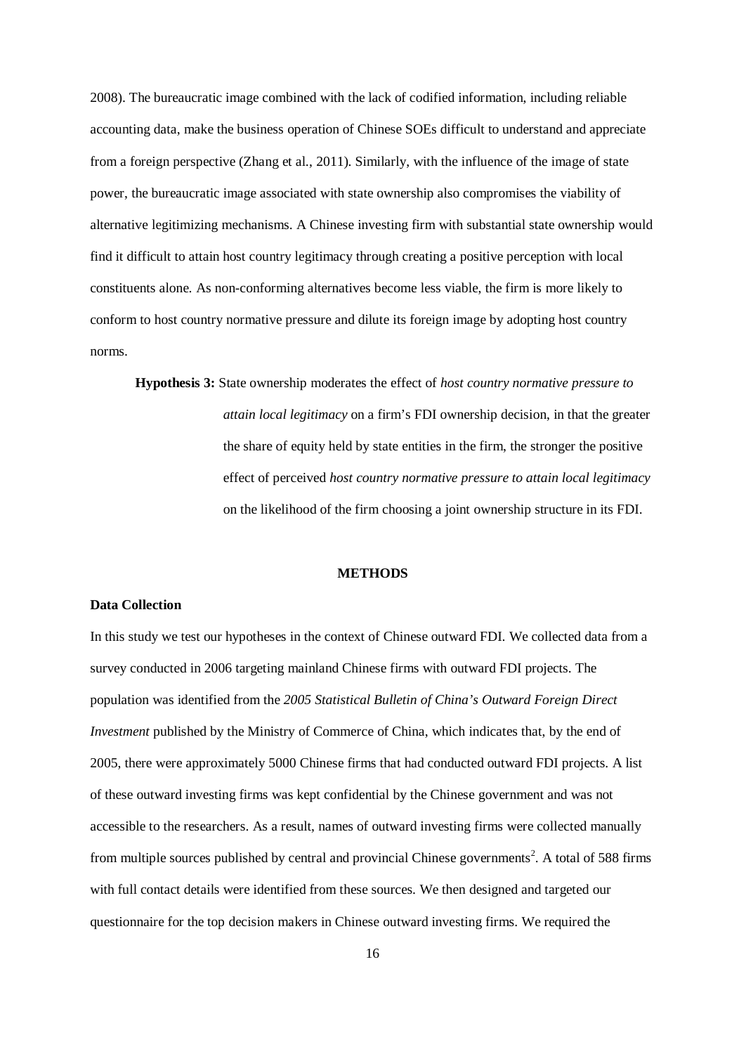2008). The bureaucratic image combined with the lack of codified information, including reliable accounting data, make the business operation of Chinese SOEs difficult to understand and appreciate from a foreign perspective (Zhang et al., 2011). Similarly, with the influence of the image of state power, the bureaucratic image associated with state ownership also compromises the viability of alternative legitimizing mechanisms. A Chinese investing firm with substantial state ownership would find it difficult to attain host country legitimacy through creating a positive perception with local constituents alone. As non-conforming alternatives become less viable, the firm is more likely to conform to host country normative pressure and dilute its foreign image by adopting host country norms.

> **Hypothesis 3:** State ownership moderates the effect of *host country normative pressure to attain local legitimacy* on a firm's FDI ownership decision, in that the greater the share of equity held by state entities in the firm, the stronger the positive effect of perceived *host country normative pressure to attain local legitimacy* on the likelihood of the firm choosing a joint ownership structure in its FDI.

## METHODS

### Data Collection

In this study we test our hypotheses in the context of Chinese outward FDI. We collected data from a survey conducted in 2006 targeting mainland Chinese firms with outward FDI projects. The population was identified from the *2005 Statistical Bulletin of China's Outward Foreign Direct Investment* published by the Ministry of Commerce of China, which indicates that, by the end of 2005, there were approximately 5000 Chinese firms that had conducted outward FDI projects. A list of these outward investing firms was kept confidential by the Chinese government and was not accessible to the researchers. As a result, names of outward investing firms were collected manually from multiple sources published by central and provincial Chinese governments[2]. A total of 588 firms with full contact details were identified from these sources. We then designed and targeted our questionnaire for the top decision makers in Chinese outward investing firms. We required the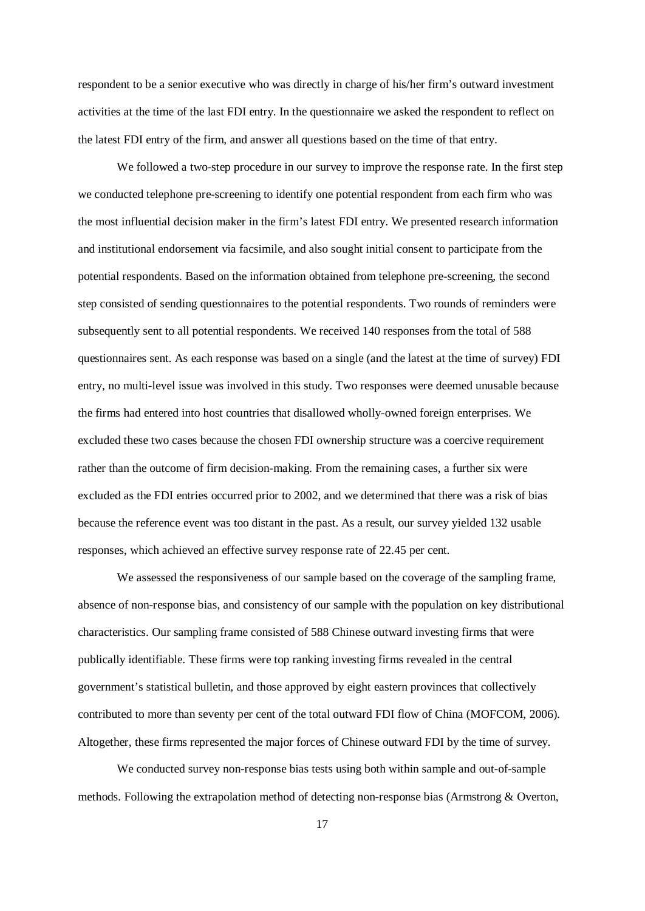respondent to be a senior executive who was directly in charge of his/her firm's outward investment activities at the time of the last FDI entry. In the questionnaire we asked the respondent to reflect on the latest FDI entry of the firm, and answer all questions based on the time of that entry.

We followed a two-step procedure in our survey to improve the response rate. In the first step we conducted telephone pre-screening to identify one potential respondent from each firm who was the most influential decision maker in the firm's latest FDI entry. We presented research information and institutional endorsement via facsimile, and also sought initial consent to participate from the potential respondents. Based on the information obtained from telephone pre-screening, the second step consisted of sending questionnaires to the potential respondents. Two rounds of reminders were subsequently sent to all potential respondents. We received 140 responses from the total of 588 questionnaires sent. As each response was based on a single (and the latest at the time of survey) FDI entry, no multi-level issue was involved in this study. Two responses were deemed unusable because the firms had entered into host countries that disallowed wholly-owned foreign enterprises. We excluded these two cases because the chosen FDI ownership structure was a coercive requirement rather than the outcome of firm decision-making. From the remaining cases, a further six were excluded as the FDI entries occurred prior to 2002, and we determined that there was a risk of bias because the reference event was too distant in the past. As a result, our survey yielded 132 usable responses, which achieved an effective survey response rate of 22.45 per cent.

We assessed the responsiveness of our sample based on the coverage of the sampling frame, absence of non-response bias, and consistency of our sample with the population on key distributional characteristics. Our sampling frame consisted of 588 Chinese outward investing firms that were publically identifiable. These firms were top ranking investing firms revealed in the central government's statistical bulletin, and those approved by eight eastern provinces that collectively contributed to more than seventy per cent of the total outward FDI flow of China (MOFCOM, 2006). Altogether, these firms represented the major forces of Chinese outward FDI by the time of survey.

We conducted survey non-response bias tests using both within sample and out-of-sample methods. Following the extrapolation method of detecting non-response bias (Armstrong & Overton,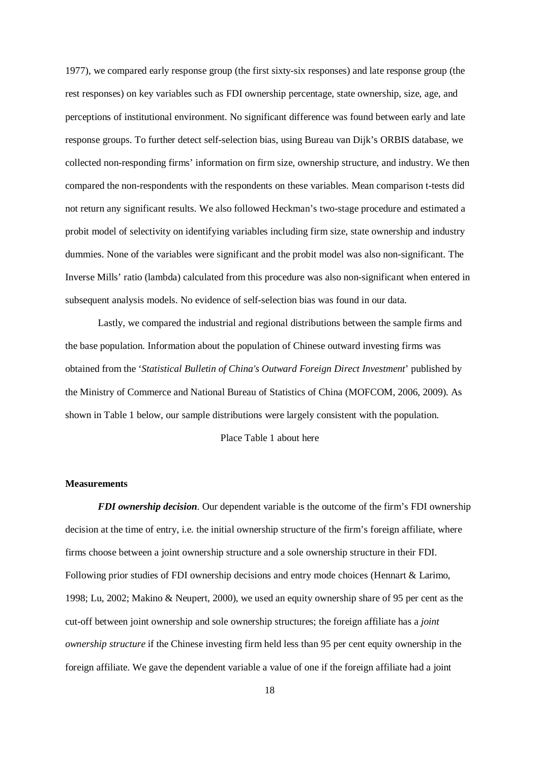1977), we compared early response group (the first sixty-six responses) and late response group (the rest responses) on key variables such as FDI ownership percentage, state ownership, size, age, and perceptions of institutional environment. No significant difference was found between early and late response groups. To further detect self-selection bias, using Bureau van Dijk's ORBIS database, we collected non-responding firms' information on firm size, ownership structure, and industry. We then compared the non-respondents with the respondents on these variables. Mean comparison t-tests did not return any significant results. We also followed Heckman's two-stage procedure and estimated a probit model of selectivity on identifying variables including firm size, state ownership and industry dummies. None of the variables were significant and the probit model was also non-significant. The Inverse Mills' ratio (lambda) calculated from this procedure was also non-significant when entered in subsequent analysis models. No evidence of self-selection bias was found in our data.

Lastly, we compared the industrial and regional distributions between the sample firms and the base population. Information about the population of Chinese outward investing firms was obtained from the '*Statistical Bulletin of China's Outward Foreign Direct Investment*' published by the Ministry of Commerce and National Bureau of Statistics of China (MOFCOM, 2006, 2009). As shown in Table 1 below, our sample distributions were largely consistent with the population.

Place Table 1 about here

**Measurements**

***FDI ownership decision***. Our dependent variable is the outcome of the firm's FDI ownership decision at the time of entry, i.e. the initial ownership structure of the firm's foreign affiliate, where firms choose between a joint ownership structure and a sole ownership structure in their FDI. Following prior studies of FDI ownership decisions and entry mode choices (Hennart & Larimo, 1998; Lu, 2002; Makino & Neupert, 2000), we used an equity ownership share of 95 per cent as the cut-off between joint ownership and sole ownership structures; the foreign affiliate has a *joint ownership structure* if the Chinese investing firm held less than 95 per cent equity ownership in the foreign affiliate. We gave the dependent variable a value of one if the foreign affiliate had a joint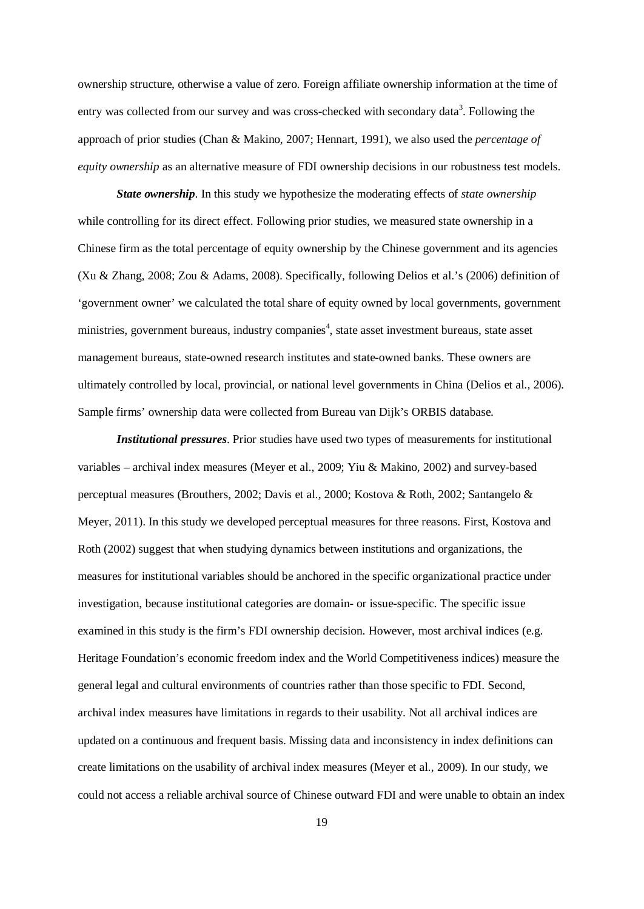ownership structure, otherwise a value of zero. Foreign affiliate ownership information at the time of entry was collected from our survey and was cross-checked with secondary data[3]. Following the approach of prior studies (Chan & Makino, 2007; Hennart, 1991), we also used the *percentage of equity ownership* as an alternative measure of FDI ownership decisions in our robustness test models.

***State ownership***. In this study we hypothesize the moderating effects of *state ownership* while controlling for its direct effect. Following prior studies, we measured state ownership in a Chinese firm as the total percentage of equity ownership by the Chinese government and its agencies (Xu & Zhang, 2008; Zou & Adams, 2008). Specifically, following Delios et al.'s (2006) definition of 'government owner' we calculated the total share of equity owned by local governments, government ministries, government bureaus, industry companies[4], state asset investment bureaus, state asset management bureaus, state-owned research institutes and state-owned banks. These owners are ultimately controlled by local, provincial, or national level governments in China (Delios et al., 2006). Sample firms' ownership data were collected from Bureau van Dijk's ORBIS database.

***Institutional pressures***. Prior studies have used two types of measurements for institutional variables – archival index measures (Meyer et al., 2009; Yiu & Makino, 2002) and survey-based perceptual measures (Brouthers, 2002; Davis et al., 2000; Kostova & Roth, 2002; Santangelo & Meyer, 2011). In this study we developed perceptual measures for three reasons. First, Kostova and Roth (2002) suggest that when studying dynamics between institutions and organizations, the measures for institutional variables should be anchored in the specific organizational practice under investigation, because institutional categories are domain- or issue-specific. The specific issue examined in this study is the firm's FDI ownership decision. However, most archival indices (e.g. Heritage Foundation's economic freedom index and the World Competitiveness indices) measure the general legal and cultural environments of countries rather than those specific to FDI. Second, archival index measures have limitations in regards to their usability. Not all archival indices are updated on a continuous and frequent basis. Missing data and inconsistency in index definitions can create limitations on the usability of archival index measures (Meyer et al., 2009). In our study, we could not access a reliable archival source of Chinese outward FDI and were unable to obtain an index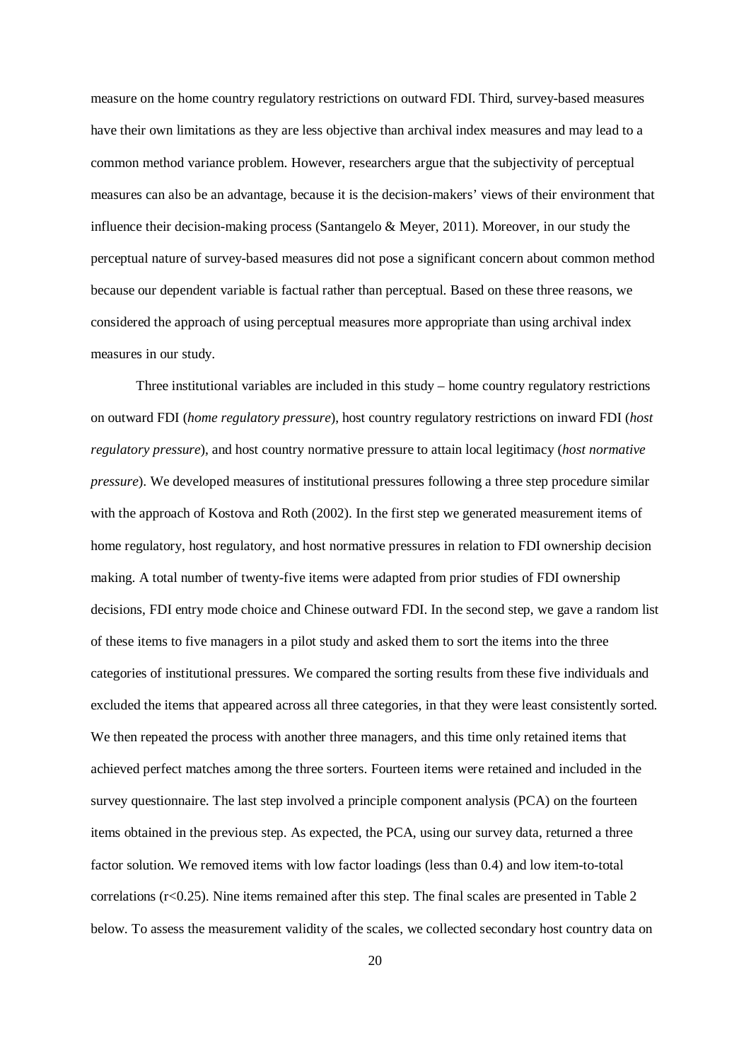measure on the home country regulatory restrictions on outward FDI. Third, survey-based measures have their own limitations as they are less objective than archival index measures and may lead to a common method variance problem. However, researchers argue that the subjectivity of perceptual measures can also be an advantage, because it is the decision-makers' views of their environment that influence their decision-making process (Santangelo & Meyer, 2011). Moreover, in our study the perceptual nature of survey-based measures did not pose a significant concern about common method because our dependent variable is factual rather than perceptual. Based on these three reasons, we considered the approach of using perceptual measures more appropriate than using archival index measures in our study.

Three institutional variables are included in this study – home country regulatory restrictions on outward FDI (*home regulatory pressure*), host country regulatory restrictions on inward FDI (*host regulatory pressure*), and host country normative pressure to attain local legitimacy (*host normative pressure*). We developed measures of institutional pressures following a three step procedure similar with the approach of Kostova and Roth (2002). In the first step we generated measurement items of home regulatory, host regulatory, and host normative pressures in relation to FDI ownership decision making. A total number of twenty-five items were adapted from prior studies of FDI ownership decisions, FDI entry mode choice and Chinese outward FDI. In the second step, we gave a random list of these items to five managers in a pilot study and asked them to sort the items into the three categories of institutional pressures. We compared the sorting results from these five individuals and excluded the items that appeared across all three categories, in that they were least consistently sorted. We then repeated the process with another three managers, and this time only retained items that achieved perfect matches among the three sorters. Fourteen items were retained and included in the survey questionnaire. The last step involved a principle component analysis (PCA) on the fourteen items obtained in the previous step. As expected, the PCA, using our survey data, returned a three factor solution. We removed items with low factor loadings (less than 0.4) and low item-to-total correlations ($r<0.25$). Nine items remained after this step. The final scales are presented in Table 2 below. To assess the measurement validity of the scales, we collected secondary host country data on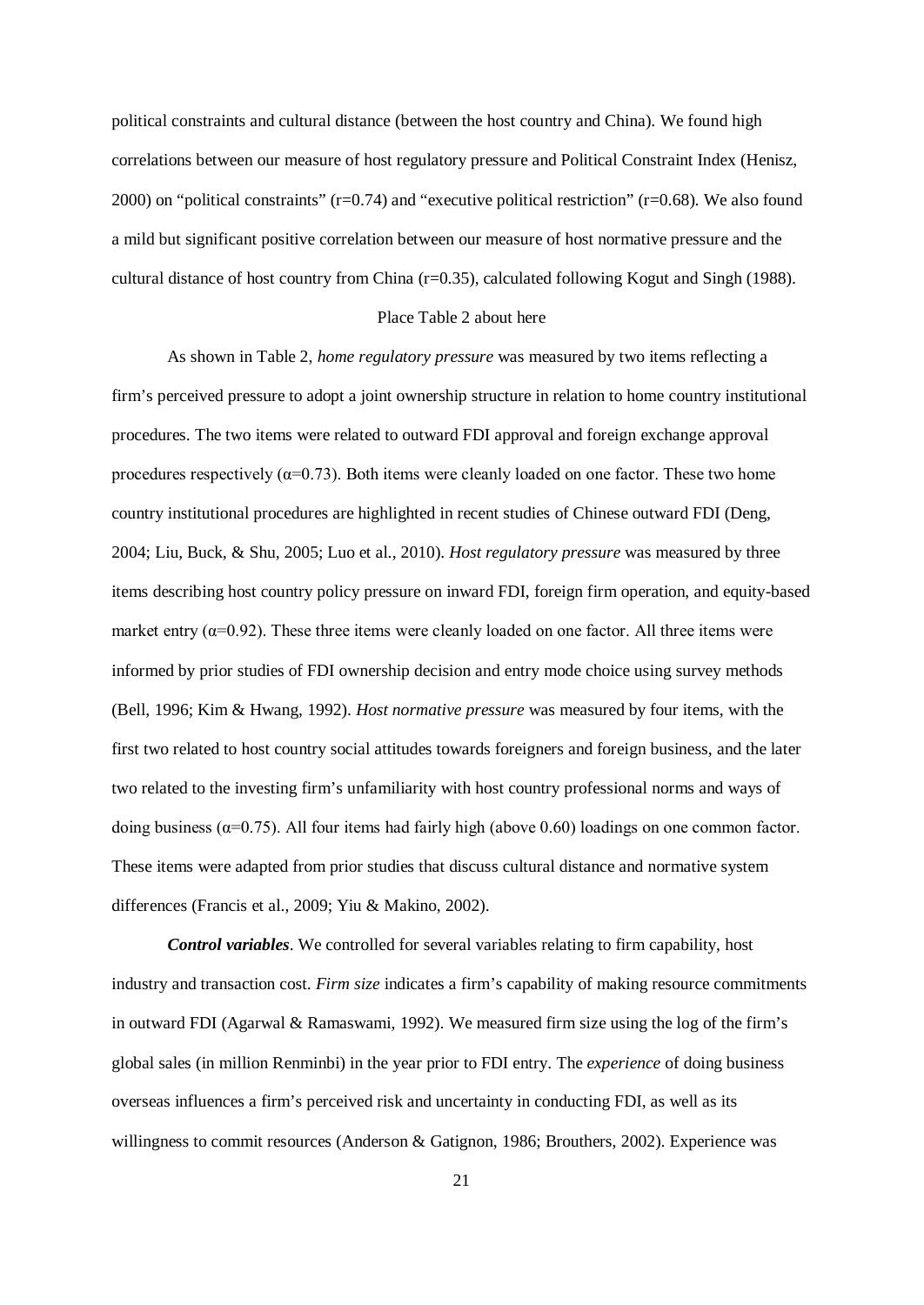political constraints and cultural distance (between the host country and China). We found high correlations between our measure of host regulatory pressure and Political Constraint Index (Henisz, 2000) on "political constraints" (r=0.74) and "executive political restriction" (r=0.68). We also found a mild but significant positive correlation between our measure of host normative pressure and the cultural distance of host country from China (r=0.35), calculated following Kogut and Singh (1988).

Place Table 2 about here

As shown in Table 2, *home regulatory pressure* was measured by two items reflecting a firm's perceived pressure to adopt a joint ownership structure in relation to home country institutional procedures. The two items were related to outward FDI approval and foreign exchange approval procedures respectively (α=0.73). Both items were cleanly loaded on one factor. These two home country institutional procedures are highlighted in recent studies of Chinese outward FDI (Deng, 2004; Liu, Buck, & Shu, 2005; Luo et al., 2010). *Host regulatory pressure* was measured by three items describing host country policy pressure on inward FDI, foreign firm operation, and equity-based market entry (α=0.92). These three items were cleanly loaded on one factor. All three items were informed by prior studies of FDI ownership decision and entry mode choice using survey methods (Bell, 1996; Kim & Hwang, 1992). *Host normative pressure* was measured by four items, with the first two related to host country social attitudes towards foreigners and foreign business, and the later two related to the investing firm's unfamiliarity with host country professional norms and ways of doing business (α=0.75). All four items had fairly high (above 0.60) loadings on one common factor. These items were adapted from prior studies that discuss cultural distance and normative system differences (Francis et al., 2009; Yiu & Makino, 2002).

***Control variables***. We controlled for several variables relating to firm capability, host industry and transaction cost. *Firm size* indicates a firm's capability of making resource commitments in outward FDI (Agarwal & Ramaswami, 1992). We measured firm size using the log of the firm's global sales (in million Renminbi) in the year prior to FDI entry. The *experience* of doing business overseas influences a firm's perceived risk and uncertainty in conducting FDI, as well as its willingness to commit resources (Anderson & Gatignon, 1986; Brouthers, 2002). Experience was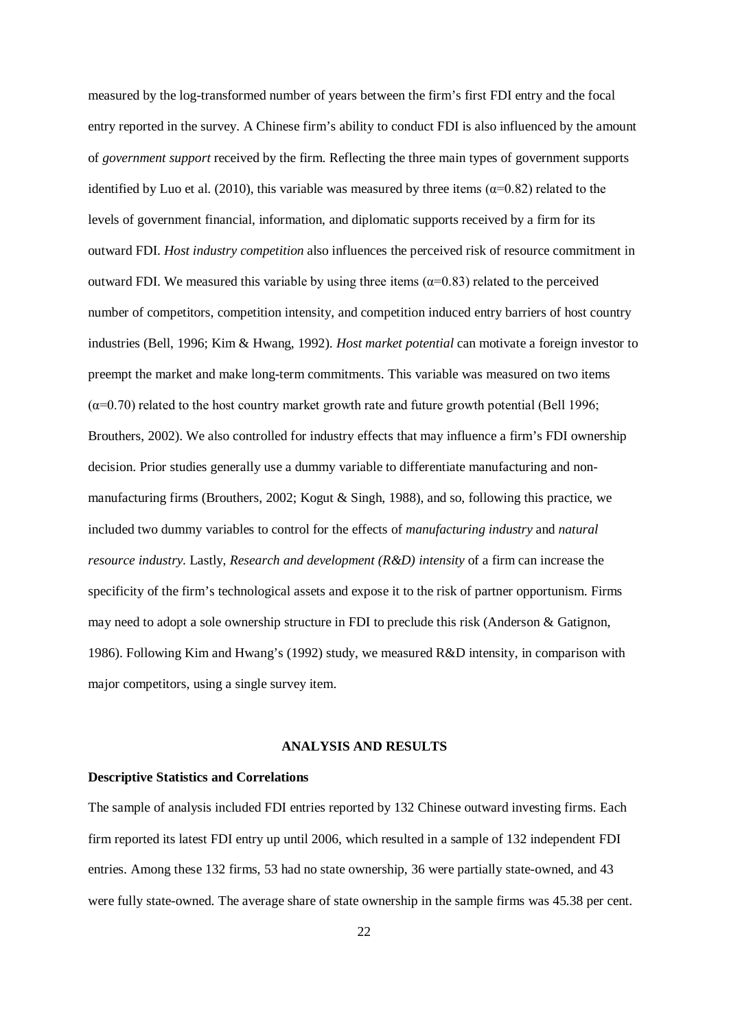measured by the log-transformed number of years between the firm's first FDI entry and the focal entry reported in the survey. A Chinese firm's ability to conduct FDI is also influenced by the amount of *government support* received by the firm. Reflecting the three main types of government supports identified by Luo et al. (2010), this variable was measured by three items ($\alpha$=0.82) related to the levels of government financial, information, and diplomatic supports received by a firm for its outward FDI. *Host industry competition* also influences the perceived risk of resource commitment in outward FDI. We measured this variable by using three items ($\alpha$=0.83) related to the perceived number of competitors, competition intensity, and competition induced entry barriers of host country industries (Bell, 1996; Kim & Hwang, 1992). *Host market potential* can motivate a foreign investor to preempt the market and make long-term commitments. This variable was measured on two items ($\alpha$=0.70) related to the host country market growth rate and future growth potential (Bell 1996; Brouthers, 2002). We also controlled for industry effects that may influence a firm's FDI ownership decision. Prior studies generally use a dummy variable to differentiate manufacturing and non-manufacturing firms (Brouthers, 2002; Kogut & Singh, 1988), and so, following this practice, we included two dummy variables to control for the effects of *manufacturing industry* and *natural resource industry*. Lastly, *Research and development (R&D) intensity* of a firm can increase the specificity of the firm's technological assets and expose it to the risk of partner opportunism. Firms may need to adopt a sole ownership structure in FDI to preclude this risk (Anderson & Gatignon, 1986). Following Kim and Hwang's (1992) study, we measured R&D intensity, in comparison with major competitors, using a single survey item.

## ANALYSIS AND RESULTS

### Descriptive Statistics and Correlations

The sample of analysis included FDI entries reported by 132 Chinese outward investing firms. Each firm reported its latest FDI entry up until 2006, which resulted in a sample of 132 independent FDI entries. Among these 132 firms, 53 had no state ownership, 36 were partially state-owned, and 43 were fully state-owned. The average share of state ownership in the sample firms was 45.38 per cent.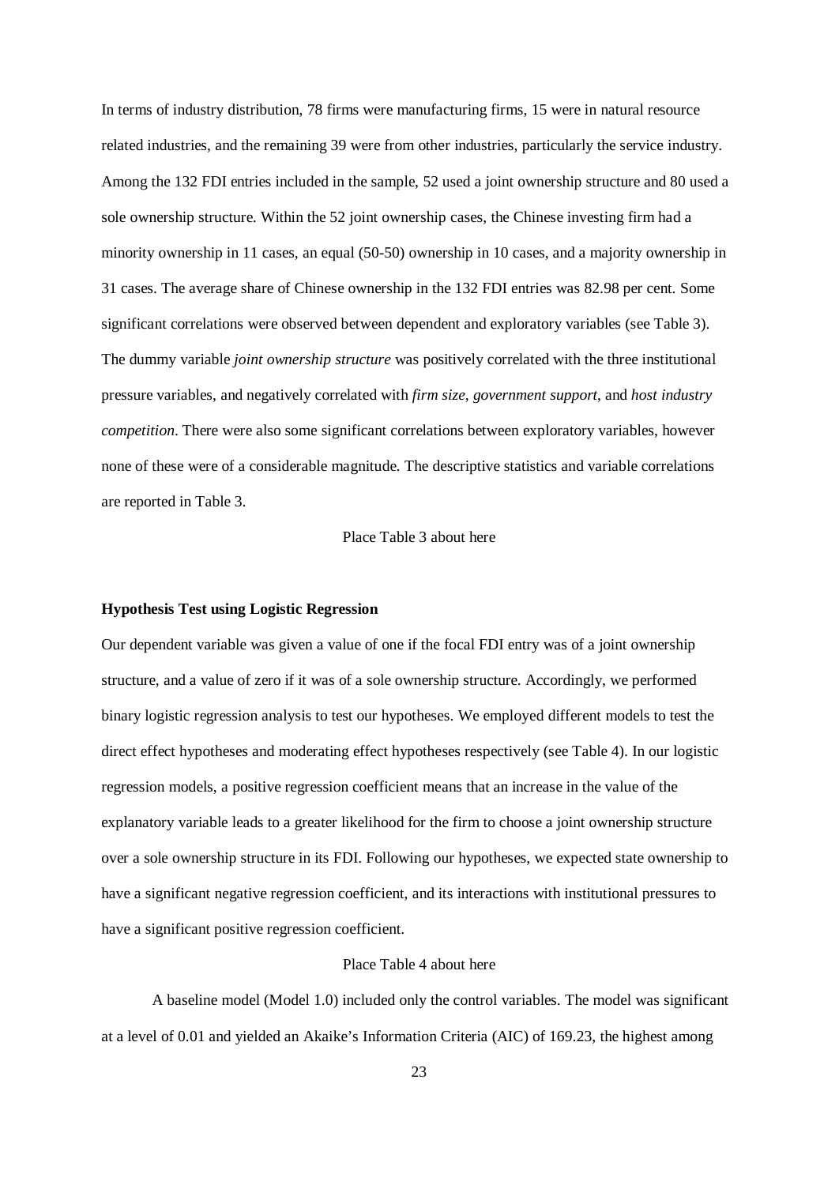In terms of industry distribution, 78 firms were manufacturing firms, 15 were in natural resource related industries, and the remaining 39 were from other industries, particularly the service industry. Among the 132 FDI entries included in the sample, 52 used a joint ownership structure and 80 used a sole ownership structure. Within the 52 joint ownership cases, the Chinese investing firm had a minority ownership in 11 cases, an equal (50-50) ownership in 10 cases, and a majority ownership in 31 cases. The average share of Chinese ownership in the 132 FDI entries was 82.98 per cent. Some significant correlations were observed between dependent and exploratory variables (see Table 3). The dummy variable *joint ownership structure* was positively correlated with the three institutional pressure variables, and negatively correlated with *firm size*, *government support*, and *host industry competition*. There were also some significant correlations between exploratory variables, however none of these were of a considerable magnitude. The descriptive statistics and variable correlations are reported in Table 3.

Place Table 3 about here

**Hypothesis Test using Logistic Regression**

Our dependent variable was given a value of one if the focal FDI entry was of a joint ownership structure, and a value of zero if it was of a sole ownership structure. Accordingly, we performed binary logistic regression analysis to test our hypotheses. We employed different models to test the direct effect hypotheses and moderating effect hypotheses respectively (see Table 4). In our logistic regression models, a positive regression coefficient means that an increase in the value of the explanatory variable leads to a greater likelihood for the firm to choose a joint ownership structure over a sole ownership structure in its FDI. Following our hypotheses, we expected state ownership to have a significant negative regression coefficient, and its interactions with institutional pressures to have a significant positive regression coefficient.

Place Table 4 about here

A baseline model (Model 1.0) included only the control variables. The model was significant at a level of 0.01 and yielded an Akaike's Information Criteria (AIC) of 169.23, the highest among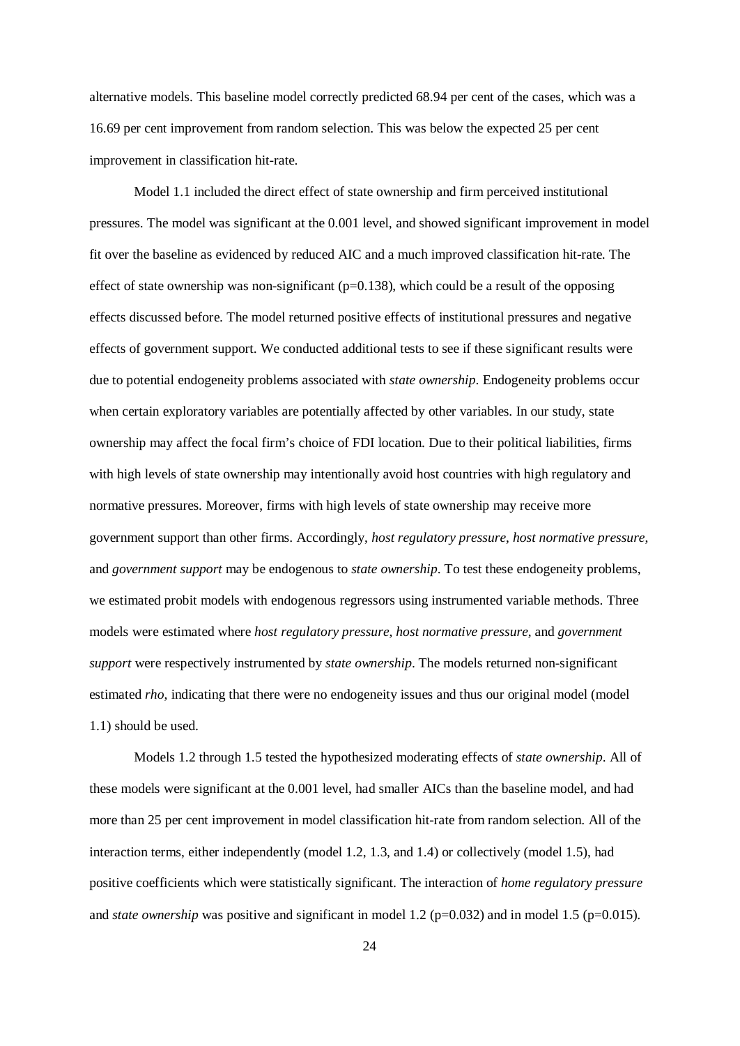alternative models. This baseline model correctly predicted 68.94 per cent of the cases, which was a 16.69 per cent improvement from random selection. This was below the expected 25 per cent improvement in classification hit-rate.

Model 1.1 included the direct effect of state ownership and firm perceived institutional pressures. The model was significant at the 0.001 level, and showed significant improvement in model fit over the baseline as evidenced by reduced AIC and a much improved classification hit-rate. The effect of state ownership was non-significant ($p=0.138$), which could be a result of the opposing effects discussed before. The model returned positive effects of institutional pressures and negative effects of government support. We conducted additional tests to see if these significant results were due to potential endogeneity problems associated with *state ownership*. Endogeneity problems occur when certain exploratory variables are potentially affected by other variables. In our study, state ownership may affect the focal firm's choice of FDI location. Due to their political liabilities, firms with high levels of state ownership may intentionally avoid host countries with high regulatory and normative pressures. Moreover, firms with high levels of state ownership may receive more government support than other firms. Accordingly, *host regulatory pressure*, *host normative pressure*, and *government support* may be endogenous to *state ownership*. To test these endogeneity problems, we estimated probit models with endogenous regressors using instrumented variable methods. Three models were estimated where *host regulatory pressure*, *host normative pressure*, and *government support* were respectively instrumented by *state ownership*. The models returned non-significant estimated *rho*, indicating that there were no endogeneity issues and thus our original model (model 1.1) should be used.

Models 1.2 through 1.5 tested the hypothesized moderating effects of *state ownership*. All of these models were significant at the 0.001 level, had smaller AICs than the baseline model, and had more than 25 per cent improvement in model classification hit-rate from random selection. All of the interaction terms, either independently (model 1.2, 1.3, and 1.4) or collectively (model 1.5), had positive coefficients which were statistically significant. The interaction of *home regulatory pressure* and *state ownership* was positive and significant in model 1.2 ($p=0.032$) and in model 1.5 ($p=0.015$).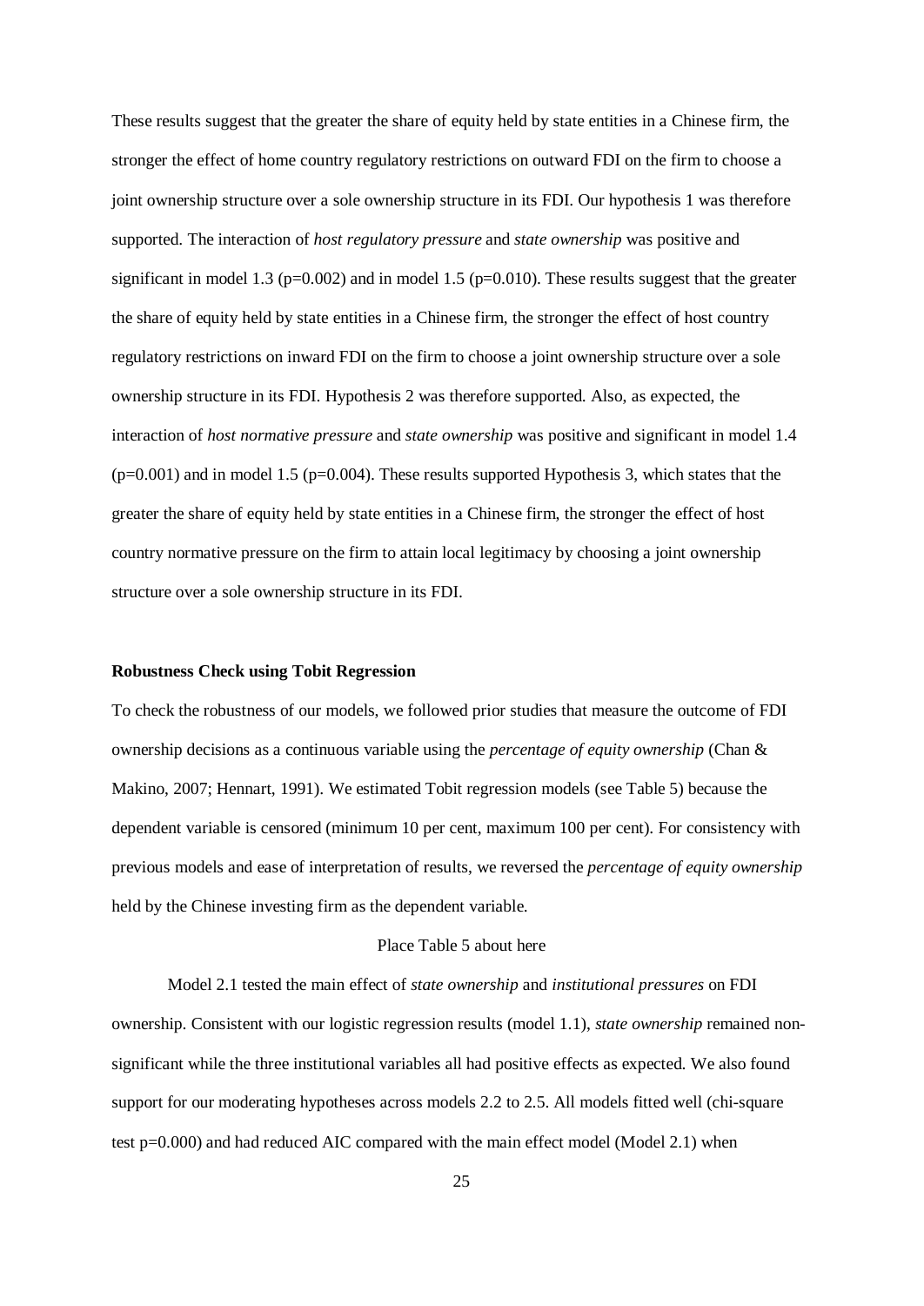These results suggest that the greater the share of equity held by state entities in a Chinese firm, the stronger the effect of home country regulatory restrictions on outward FDI on the firm to choose a joint ownership structure over a sole ownership structure in its FDI. Our hypothesis 1 was therefore supported. The interaction of *host regulatory pressure* and *state ownership* was positive and significant in model 1.3 (p=0.002) and in model 1.5 (p=0.010). These results suggest that the greater the share of equity held by state entities in a Chinese firm, the stronger the effect of host country regulatory restrictions on inward FDI on the firm to choose a joint ownership structure over a sole ownership structure in its FDI. Hypothesis 2 was therefore supported. Also, as expected, the interaction of *host normative pressure* and *state ownership* was positive and significant in model 1.4 (p=0.001) and in model 1.5 (p=0.004). These results supported Hypothesis 3, which states that the greater the share of equity held by state entities in a Chinese firm, the stronger the effect of host country normative pressure on the firm to attain local legitimacy by choosing a joint ownership structure over a sole ownership structure in its FDI.

**Robustness Check using Tobit Regression**

To check the robustness of our models, we followed prior studies that measure the outcome of FDI ownership decisions as a continuous variable using the *percentage of equity ownership* (Chan & Makino, 2007; Hennart, 1991). We estimated Tobit regression models (see Table 5) because the dependent variable is censored (minimum 10 per cent, maximum 100 per cent). For consistency with previous models and ease of interpretation of results, we reversed the *percentage of equity ownership* held by the Chinese investing firm as the dependent variable.

Place Table 5 about here

Model 2.1 tested the main effect of *state ownership* and *institutional pressures* on FDI ownership. Consistent with our logistic regression results (model 1.1), *state ownership* remained non-significant while the three institutional variables all had positive effects as expected. We also found support for our moderating hypotheses across models 2.2 to 2.5. All models fitted well (chi-square test p=0.000) and had reduced AIC compared with the main effect model (Model 2.1) when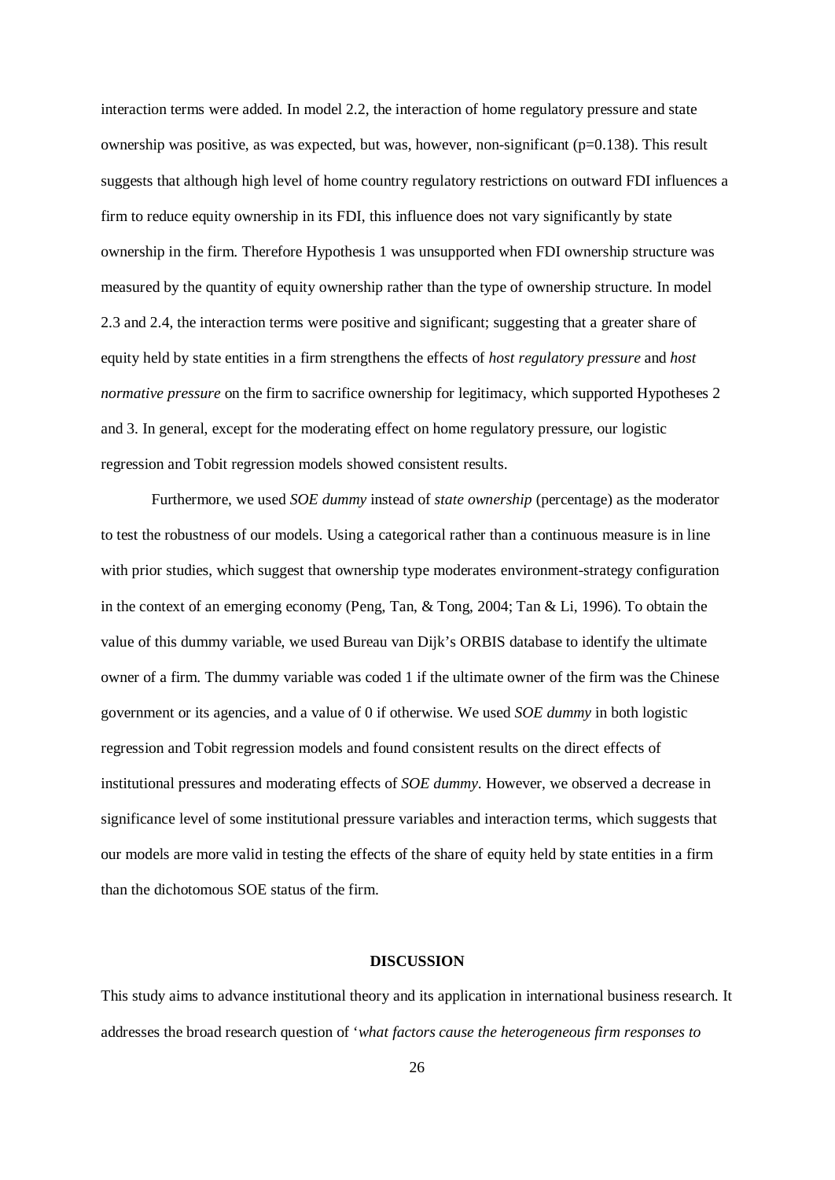interaction terms were added. In model 2.2, the interaction of home regulatory pressure and state ownership was positive, as was expected, but was, however, non-significant (p=0.138). This result suggests that although high level of home country regulatory restrictions on outward FDI influences a firm to reduce equity ownership in its FDI, this influence does not vary significantly by state ownership in the firm. Therefore Hypothesis 1 was unsupported when FDI ownership structure was measured by the quantity of equity ownership rather than the type of ownership structure. In model 2.3 and 2.4, the interaction terms were positive and significant; suggesting that a greater share of equity held by state entities in a firm strengthens the effects of *host regulatory pressure* and *host normative pressure* on the firm to sacrifice ownership for legitimacy, which supported Hypotheses 2 and 3. In general, except for the moderating effect on home regulatory pressure, our logistic regression and Tobit regression models showed consistent results.

Furthermore, we used *SOE dummy* instead of *state ownership* (percentage) as the moderator to test the robustness of our models. Using a categorical rather than a continuous measure is in line with prior studies, which suggest that ownership type moderates environment-strategy configuration in the context of an emerging economy (Peng, Tan, & Tong, 2004; Tan & Li, 1996). To obtain the value of this dummy variable, we used Bureau van Dijk's ORBIS database to identify the ultimate owner of a firm. The dummy variable was coded 1 if the ultimate owner of the firm was the Chinese government or its agencies, and a value of 0 if otherwise. We used *SOE dummy* in both logistic regression and Tobit regression models and found consistent results on the direct effects of institutional pressures and moderating effects of *SOE dummy*. However, we observed a decrease in significance level of some institutional pressure variables and interaction terms, which suggests that our models are more valid in testing the effects of the share of equity held by state entities in a firm than the dichotomous SOE status of the firm.

## DISCUSSION

This study aims to advance institutional theory and its application in international business research. It addresses the broad research question of '*what factors cause the heterogeneous firm responses to*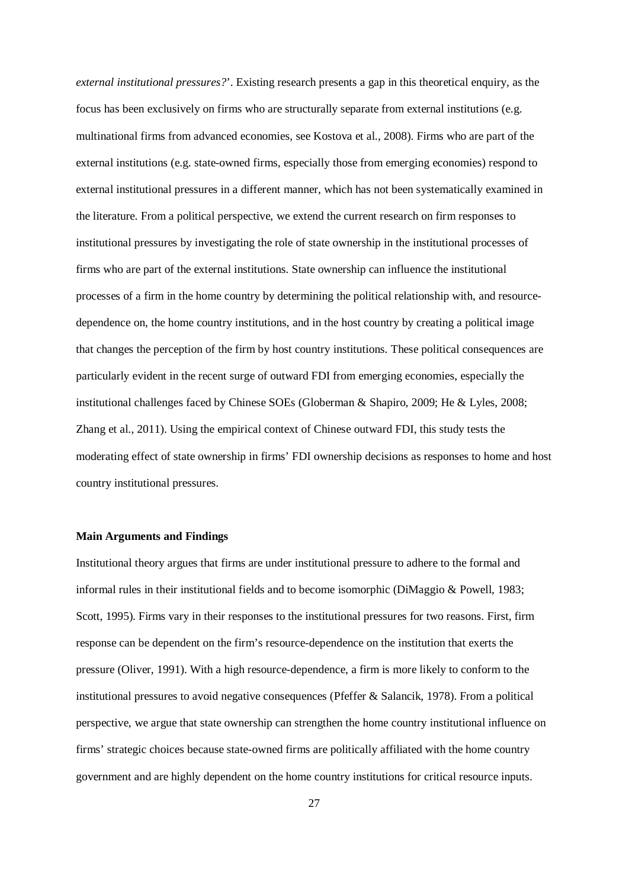*external institutional pressures?*'. Existing research presents a gap in this theoretical enquiry, as the focus has been exclusively on firms who are structurally separate from external institutions (e.g. multinational firms from advanced economies, see Kostova et al., 2008). Firms who are part of the external institutions (e.g. state-owned firms, especially those from emerging economies) respond to external institutional pressures in a different manner, which has not been systematically examined in the literature. From a political perspective, we extend the current research on firm responses to institutional pressures by investigating the role of state ownership in the institutional processes of firms who are part of the external institutions. State ownership can influence the institutional processes of a firm in the home country by determining the political relationship with, and resource-dependence on, the home country institutions, and in the host country by creating a political image that changes the perception of the firm by host country institutions. These political consequences are particularly evident in the recent surge of outward FDI from emerging economies, especially the institutional challenges faced by Chinese SOEs (Globerman & Shapiro, 2009; He & Lyles, 2008; Zhang et al., 2011). Using the empirical context of Chinese outward FDI, this study tests the moderating effect of state ownership in firms' FDI ownership decisions as responses to home and host country institutional pressures.

### Main Arguments and Findings

Institutional theory argues that firms are under institutional pressure to adhere to the formal and informal rules in their institutional fields and to become isomorphic (DiMaggio & Powell, 1983; Scott, 1995). Firms vary in their responses to the institutional pressures for two reasons. First, firm response can be dependent on the firm's resource-dependence on the institution that exerts the pressure (Oliver, 1991). With a high resource-dependence, a firm is more likely to conform to the institutional pressures to avoid negative consequences (Pfeffer & Salancik, 1978). From a political perspective, we argue that state ownership can strengthen the home country institutional influence on firms' strategic choices because state-owned firms are politically affiliated with the home country government and are highly dependent on the home country institutions for critical resource inputs.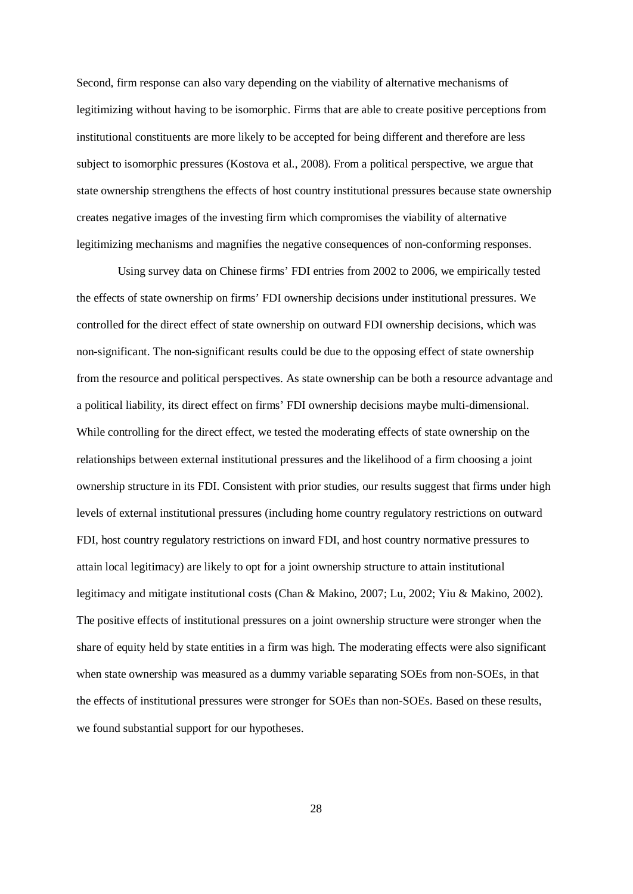Second, firm response can also vary depending on the viability of alternative mechanisms of legitimizing without having to be isomorphic. Firms that are able to create positive perceptions from institutional constituents are more likely to be accepted for being different and therefore are less subject to isomorphic pressures (Kostova et al., 2008). From a political perspective, we argue that state ownership strengthens the effects of host country institutional pressures because state ownership creates negative images of the investing firm which compromises the viability of alternative legitimizing mechanisms and magnifies the negative consequences of non-conforming responses.

Using survey data on Chinese firms' FDI entries from 2002 to 2006, we empirically tested the effects of state ownership on firms' FDI ownership decisions under institutional pressures. We controlled for the direct effect of state ownership on outward FDI ownership decisions, which was non-significant. The non-significant results could be due to the opposing effect of state ownership from the resource and political perspectives. As state ownership can be both a resource advantage and a political liability, its direct effect on firms' FDI ownership decisions maybe multi-dimensional. While controlling for the direct effect, we tested the moderating effects of state ownership on the relationships between external institutional pressures and the likelihood of a firm choosing a joint ownership structure in its FDI. Consistent with prior studies, our results suggest that firms under high levels of external institutional pressures (including home country regulatory restrictions on outward FDI, host country regulatory restrictions on inward FDI, and host country normative pressures to attain local legitimacy) are likely to opt for a joint ownership structure to attain institutional legitimacy and mitigate institutional costs (Chan & Makino, 2007; Lu, 2002; Yiu & Makino, 2002). The positive effects of institutional pressures on a joint ownership structure were stronger when the share of equity held by state entities in a firm was high. The moderating effects were also significant when state ownership was measured as a dummy variable separating SOEs from non-SOEs, in that the effects of institutional pressures were stronger for SOEs than non-SOEs. Based on these results, we found substantial support for our hypotheses.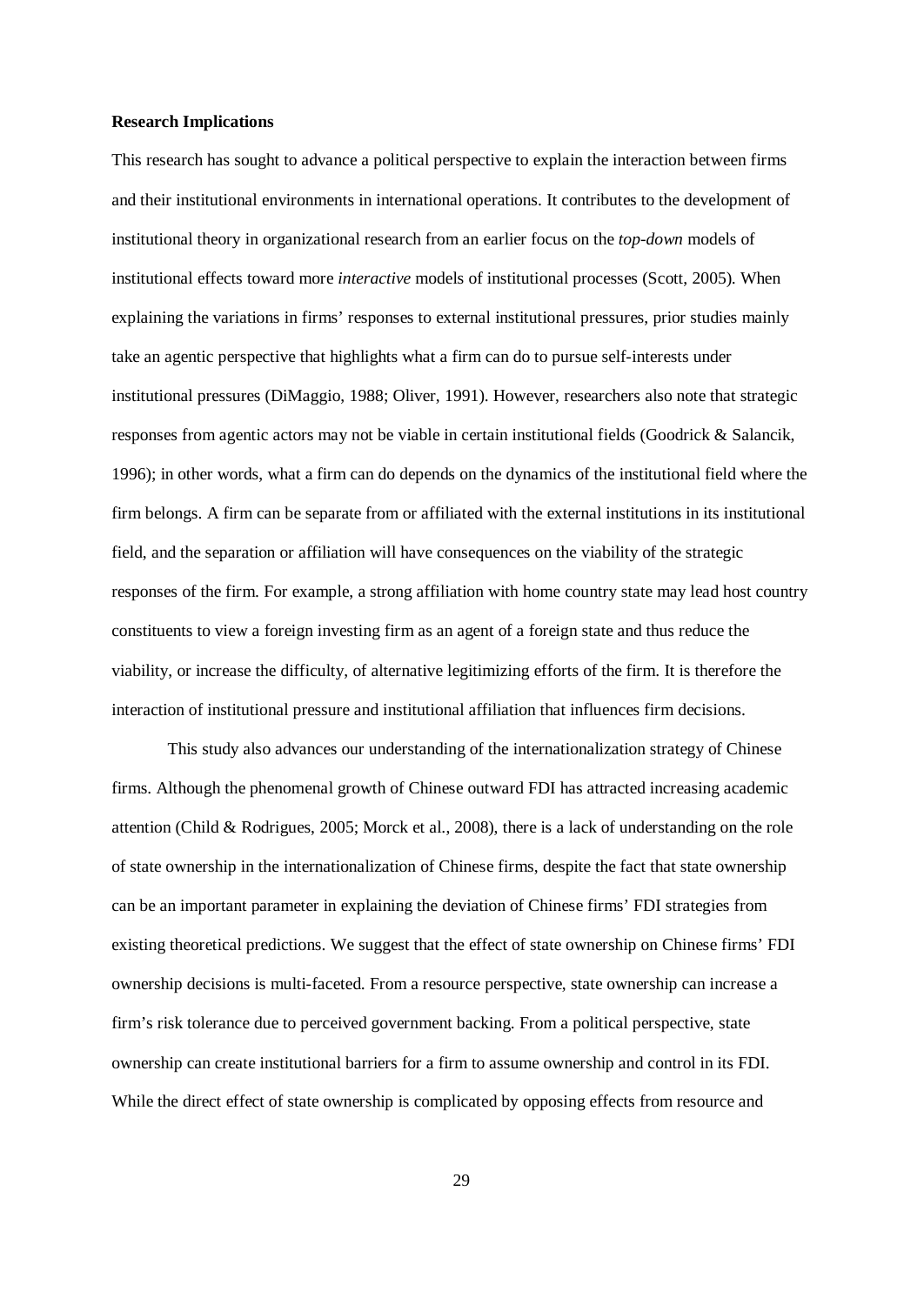**Research Implications**

This research has sought to advance a political perspective to explain the interaction between firms and their institutional environments in international operations. It contributes to the development of institutional theory in organizational research from an earlier focus on the *top-down* models of institutional effects toward more *interactive* models of institutional processes (Scott, 2005). When explaining the variations in firms' responses to external institutional pressures, prior studies mainly take an agentic perspective that highlights what a firm can do to pursue self-interests under institutional pressures (DiMaggio, 1988; Oliver, 1991). However, researchers also note that strategic responses from agentic actors may not be viable in certain institutional fields (Goodrick & Salancik, 1996); in other words, what a firm can do depends on the dynamics of the institutional field where the firm belongs. A firm can be separate from or affiliated with the external institutions in its institutional field, and the separation or affiliation will have consequences on the viability of the strategic responses of the firm. For example, a strong affiliation with home country state may lead host country constituents to view a foreign investing firm as an agent of a foreign state and thus reduce the viability, or increase the difficulty, of alternative legitimizing efforts of the firm. It is therefore the interaction of institutional pressure and institutional affiliation that influences firm decisions.

This study also advances our understanding of the internationalization strategy of Chinese firms. Although the phenomenal growth of Chinese outward FDI has attracted increasing academic attention (Child & Rodrigues, 2005; Morck et al., 2008), there is a lack of understanding on the role of state ownership in the internationalization of Chinese firms, despite the fact that state ownership can be an important parameter in explaining the deviation of Chinese firms' FDI strategies from existing theoretical predictions. We suggest that the effect of state ownership on Chinese firms' FDI ownership decisions is multi-faceted. From a resource perspective, state ownership can increase a firm's risk tolerance due to perceived government backing. From a political perspective, state ownership can create institutional barriers for a firm to assume ownership and control in its FDI. While the direct effect of state ownership is complicated by opposing effects from resource and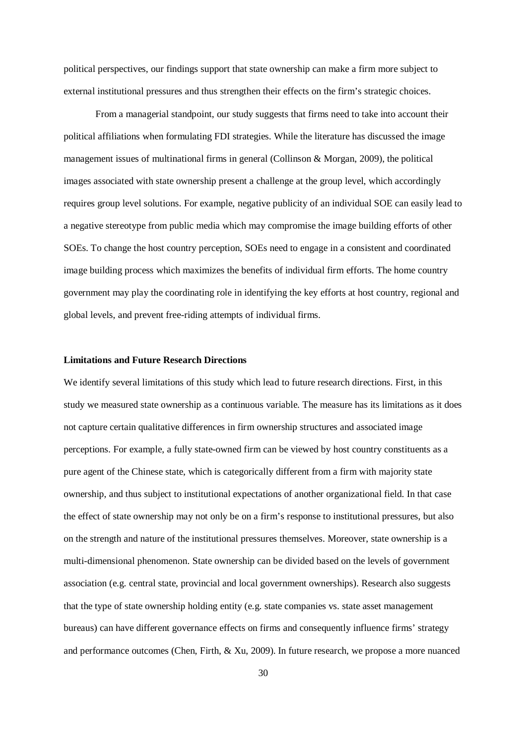political perspectives, our findings support that state ownership can make a firm more subject to external institutional pressures and thus strengthen their effects on the firm's strategic choices.

From a managerial standpoint, our study suggests that firms need to take into account their political affiliations when formulating FDI strategies. While the literature has discussed the image management issues of multinational firms in general (Collinson & Morgan, 2009), the political images associated with state ownership present a challenge at the group level, which accordingly requires group level solutions. For example, negative publicity of an individual SOE can easily lead to a negative stereotype from public media which may compromise the image building efforts of other SOEs. To change the host country perception, SOEs need to engage in a consistent and coordinated image building process which maximizes the benefits of individual firm efforts. The home country government may play the coordinating role in identifying the key efforts at host country, regional and global levels, and prevent free-riding attempts of individual firms.

**Limitations and Future Research Directions**

We identify several limitations of this study which lead to future research directions. First, in this study we measured state ownership as a continuous variable. The measure has its limitations as it does not capture certain qualitative differences in firm ownership structures and associated image perceptions. For example, a fully state-owned firm can be viewed by host country constituents as a pure agent of the Chinese state, which is categorically different from a firm with majority state ownership, and thus subject to institutional expectations of another organizational field. In that case the effect of state ownership may not only be on a firm's response to institutional pressures, but also on the strength and nature of the institutional pressures themselves. Moreover, state ownership is a multi-dimensional phenomenon. State ownership can be divided based on the levels of government association (e.g. central state, provincial and local government ownerships). Research also suggests that the type of state ownership holding entity (e.g. state companies vs. state asset management bureaus) can have different governance effects on firms and consequently influence firms' strategy and performance outcomes (Chen, Firth, & Xu, 2009). In future research, we propose a more nuanced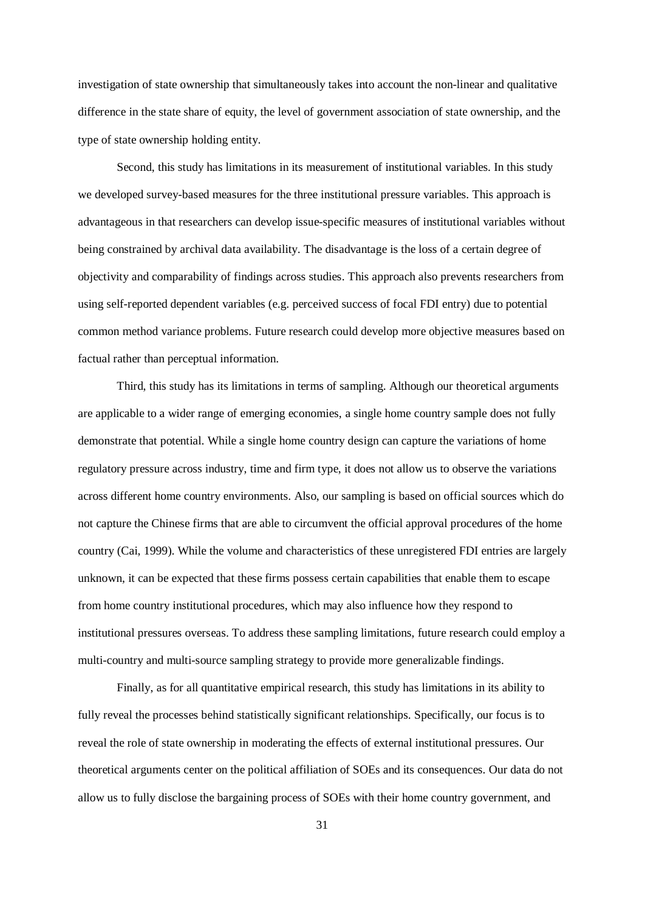investigation of state ownership that simultaneously takes into account the non-linear and qualitative difference in the state share of equity, the level of government association of state ownership, and the type of state ownership holding entity.

Second, this study has limitations in its measurement of institutional variables. In this study we developed survey-based measures for the three institutional pressure variables. This approach is advantageous in that researchers can develop issue-specific measures of institutional variables without being constrained by archival data availability. The disadvantage is the loss of a certain degree of objectivity and comparability of findings across studies. This approach also prevents researchers from using self-reported dependent variables (e.g. perceived success of focal FDI entry) due to potential common method variance problems. Future research could develop more objective measures based on factual rather than perceptual information.

Third, this study has its limitations in terms of sampling. Although our theoretical arguments are applicable to a wider range of emerging economies, a single home country sample does not fully demonstrate that potential. While a single home country design can capture the variations of home regulatory pressure across industry, time and firm type, it does not allow us to observe the variations across different home country environments. Also, our sampling is based on official sources which do not capture the Chinese firms that are able to circumvent the official approval procedures of the home country (Cai, 1999). While the volume and characteristics of these unregistered FDI entries are largely unknown, it can be expected that these firms possess certain capabilities that enable them to escape from home country institutional procedures, which may also influence how they respond to institutional pressures overseas. To address these sampling limitations, future research could employ a multi-country and multi-source sampling strategy to provide more generalizable findings.

Finally, as for all quantitative empirical research, this study has limitations in its ability to fully reveal the processes behind statistically significant relationships. Specifically, our focus is to reveal the role of state ownership in moderating the effects of external institutional pressures. Our theoretical arguments center on the political affiliation of SOEs and its consequences. Our data do not allow us to fully disclose the bargaining process of SOEs with their home country government, and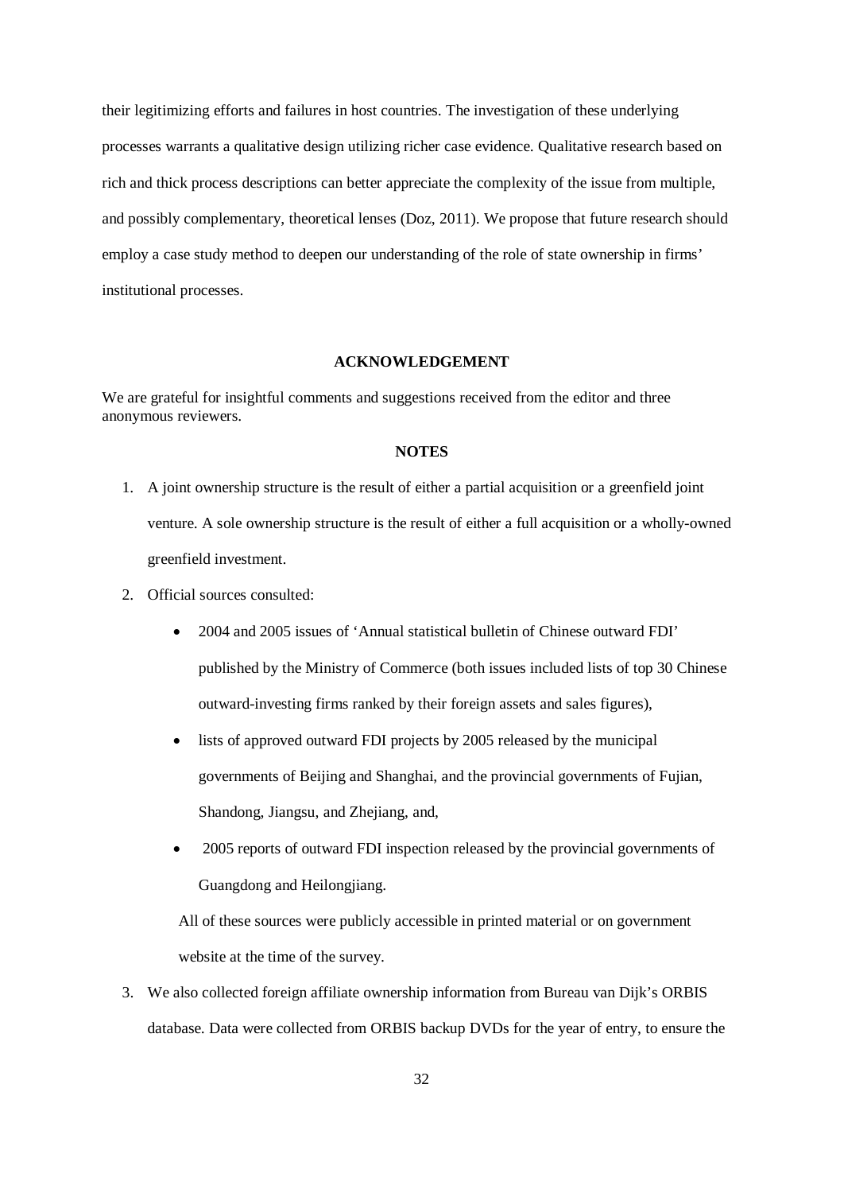their legitimizing efforts and failures in host countries. The investigation of these underlying processes warrants a qualitative design utilizing richer case evidence. Qualitative research based on rich and thick process descriptions can better appreciate the complexity of the issue from multiple, and possibly complementary, theoretical lenses (Doz, 2011). We propose that future research should employ a case study method to deepen our understanding of the role of state ownership in firms' institutional processes.

## ACKNOWLEDGEMENT

We are grateful for insightful comments and suggestions received from the editor and three anonymous reviewers.

## NOTES

1. A joint ownership structure is the result of either a partial acquisition or a greenfield joint venture. A sole ownership structure is the result of either a full acquisition or a wholly-owned greenfield investment.
2. Official sources consulted:
    - 2004 and 2005 issues of 'Annual statistical bulletin of Chinese outward FDI' published by the Ministry of Commerce (both issues included lists of top 30 Chinese outward-investing firms ranked by their foreign assets and sales figures),
    - lists of approved outward FDI projects by 2005 released by the municipal governments of Beijing and Shanghai, and the provincial governments of Fujian, Shandong, Jiangsu, and Zhejiang, and,
    - 2005 reports of outward FDI inspection released by the provincial governments of Guangdong and Heilongjiang.

    All of these sources were publicly accessible in printed material or on government website at the time of the survey.
3. We also collected foreign affiliate ownership information from Bureau van Dijk's ORBIS database. Data were collected from ORBIS backup DVDs for the year of entry, to ensure the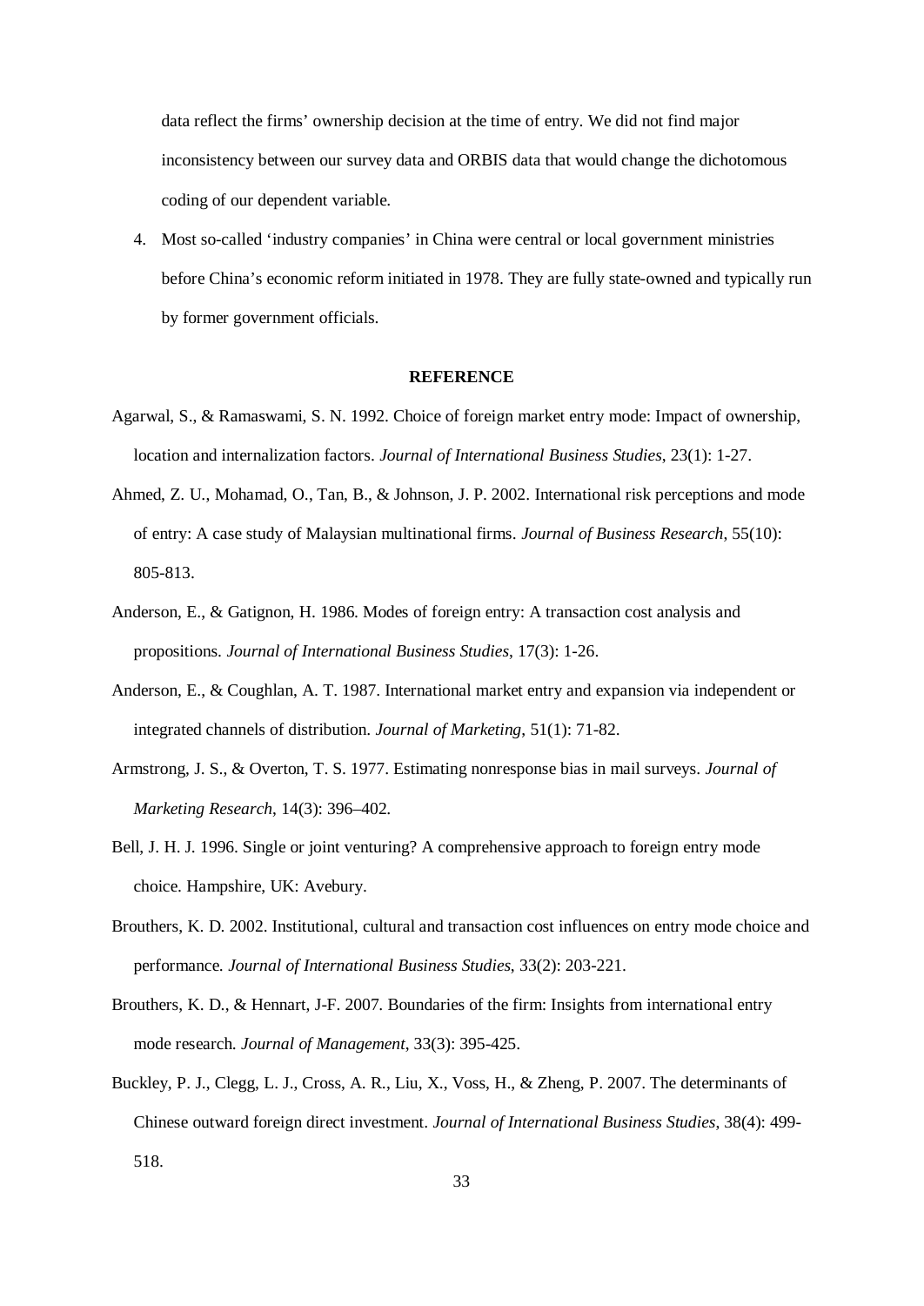data reflect the firms' ownership decision at the time of entry. We did not find major inconsistency between our survey data and ORBIS data that would change the dichotomous coding of our dependent variable.

4. Most so-called 'industry companies' in China were central or local government ministries before China's economic reform initiated in 1978. They are fully state-owned and typically run by former government officials.

## REFERENCE

Agarwal, S., & Ramaswami, S. N. 1992. Choice of foreign market entry mode: Impact of ownership, location and internalization factors. *Journal of International Business Studies*, 23(1): 1-27.

Ahmed, Z. U., Mohamad, O., Tan, B., & Johnson, J. P. 2002. International risk perceptions and mode of entry: A case study of Malaysian multinational firms. *Journal of Business Research*, 55(10): 805-813.

Anderson, E., & Gatignon, H. 1986. Modes of foreign entry: A transaction cost analysis and propositions. *Journal of International Business Studies*, 17(3): 1-26.

Anderson, E., & Coughlan, A. T. 1987. International market entry and expansion via independent or integrated channels of distribution. *Journal of Marketing*, 51(1): 71-82.

Armstrong, J. S., & Overton, T. S. 1977. Estimating nonresponse bias in mail surveys. *Journal of Marketing Research*, 14(3): 396–402.

Bell, J. H. J. 1996. Single or joint venturing? A comprehensive approach to foreign entry mode choice. Hampshire, UK: Avebury.

Brouthers, K. D. 2002. Institutional, cultural and transaction cost influences on entry mode choice and performance. *Journal of International Business Studies*, 33(2): 203-221.

Brouthers, K. D., & Hennart, J-F. 2007. Boundaries of the firm: Insights from international entry mode research. *Journal of Management*, 33(3): 395-425.

Buckley, P. J., Clegg, L. J., Cross, A. R., Liu, X., Voss, H., & Zheng, P. 2007. The determinants of Chinese outward foreign direct investment. *Journal of International Business Studies*, 38(4): 499-518.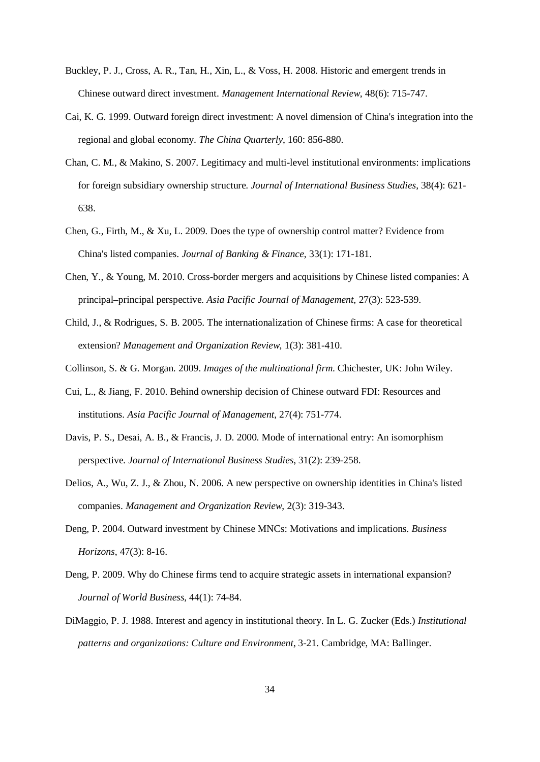Buckley, P. J., Cross, A. R., Tan, H., Xin, L., & Voss, H. 2008. Historic and emergent trends in Chinese outward direct investment. *Management International Review*, 48(6): 715-747.

Cai, K. G. 1999. Outward foreign direct investment: A novel dimension of China's integration into the regional and global economy. *The China Quarterly*, 160: 856-880.

Chan, C. M., & Makino, S. 2007. Legitimacy and multi-level institutional environments: implications for foreign subsidiary ownership structure. *Journal of International Business Studies*, 38(4): 621-638.

Chen, G., Firth, M., & Xu, L. 2009. Does the type of ownership control matter? Evidence from China's listed companies. *Journal of Banking & Finance*, 33(1): 171-181.

Chen, Y., & Young, M. 2010. Cross-border mergers and acquisitions by Chinese listed companies: A principal–principal perspective. *Asia Pacific Journal of Management*, 27(3): 523-539.

Child, J., & Rodrigues, S. B. 2005. The internationalization of Chinese firms: A case for theoretical extension? *Management and Organization Review*, 1(3): 381-410.

Collinson, S. & G. Morgan. 2009. *Images of the multinational firm*. Chichester, UK: John Wiley.

Cui, L., & Jiang, F. 2010. Behind ownership decision of Chinese outward FDI: Resources and institutions. *Asia Pacific Journal of Management*, 27(4): 751-774.

Davis, P. S., Desai, A. B., & Francis, J. D. 2000. Mode of international entry: An isomorphism perspective. *Journal of International Business Studies*, 31(2): 239-258.

Delios, A., Wu, Z. J., & Zhou, N. 2006. A new perspective on ownership identities in China's listed companies. *Management and Organization Review*, 2(3): 319-343.

Deng, P. 2004. Outward investment by Chinese MNCs: Motivations and implications. *Business Horizons*, 47(3): 8-16.

Deng, P. 2009. Why do Chinese firms tend to acquire strategic assets in international expansion? *Journal of World Business*, 44(1): 74-84.

DiMaggio, P. J. 1988. Interest and agency in institutional theory. In L. G. Zucker (Eds.) *Institutional patterns and organizations: Culture and Environment*, 3-21. Cambridge, MA: Ballinger.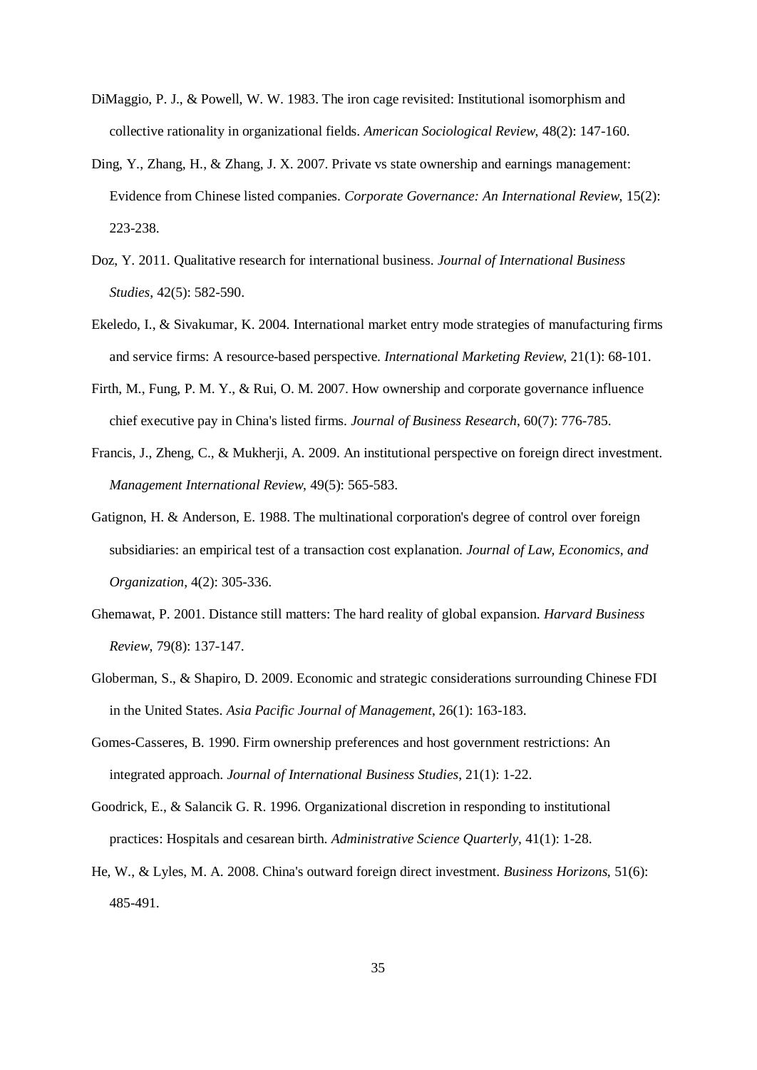DiMaggio, P. J., & Powell, W. W. 1983. The iron cage revisited: Institutional isomorphism and collective rationality in organizational fields. *American Sociological Review*, 48(2): 147-160.

Ding, Y., Zhang, H., & Zhang, J. X. 2007. Private vs state ownership and earnings management: Evidence from Chinese listed companies. *Corporate Governance: An International Review*, 15(2): 223-238.

Doz, Y. 2011. Qualitative research for international business. *Journal of International Business Studies*, 42(5): 582-590.

Ekeledo, I., & Sivakumar, K. 2004. International market entry mode strategies of manufacturing firms and service firms: A resource-based perspective. *International Marketing Review*, 21(1): 68-101.

Firth, M., Fung, P. M. Y., & Rui, O. M. 2007. How ownership and corporate governance influence chief executive pay in China's listed firms. *Journal of Business Research*, 60(7): 776-785.

Francis, J., Zheng, C., & Mukherji, A. 2009. An institutional perspective on foreign direct investment. *Management International Review*, 49(5): 565-583.

Gatignon, H. & Anderson, E. 1988. The multinational corporation's degree of control over foreign subsidiaries: an empirical test of a transaction cost explanation. *Journal of Law, Economics, and Organization*, 4(2): 305-336.

Ghemawat, P. 2001. Distance still matters: The hard reality of global expansion. *Harvard Business Review*, 79(8): 137-147.

Globerman, S., & Shapiro, D. 2009. Economic and strategic considerations surrounding Chinese FDI in the United States. *Asia Pacific Journal of Management*, 26(1): 163-183.

Gomes-Casseres, B. 1990. Firm ownership preferences and host government restrictions: An integrated approach. *Journal of International Business Studies*, 21(1): 1-22.

Goodrick, E., & Salancik G. R. 1996. Organizational discretion in responding to institutional practices: Hospitals and cesarean birth. *Administrative Science Quarterly*, 41(1): 1-28.

He, W., & Lyles, M. A. 2008. China's outward foreign direct investment. *Business Horizons*, 51(6): 485-491.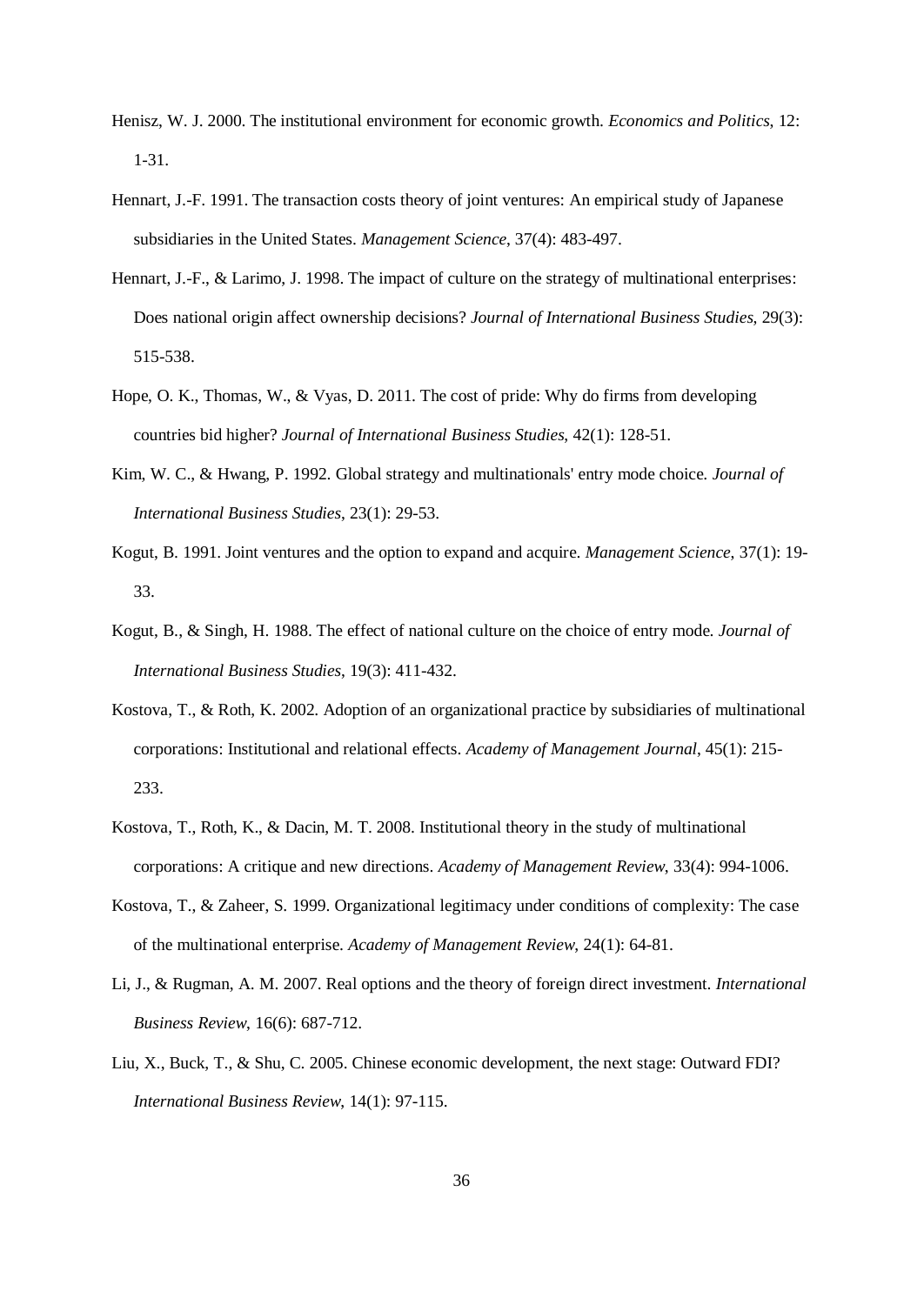Henisz, W. J. 2000. The institutional environment for economic growth. *Economics and Politics*, 12: 1-31.

Hennart, J.-F. 1991. The transaction costs theory of joint ventures: An empirical study of Japanese subsidiaries in the United States. *Management Science*, 37(4): 483-497.

Hennart, J.-F., & Larimo, J. 1998. The impact of culture on the strategy of multinational enterprises: Does national origin affect ownership decisions? *Journal of International Business Studies*, 29(3): 515-538.

Hope, O. K., Thomas, W., & Vyas, D. 2011. The cost of pride: Why do firms from developing countries bid higher? *Journal of International Business Studies*, 42(1): 128-51.

Kim, W. C., & Hwang, P. 1992. Global strategy and multinationals' entry mode choice. *Journal of International Business Studies*, 23(1): 29-53.

Kogut, B. 1991. Joint ventures and the option to expand and acquire. *Management Science*, 37(1): 19-33.

Kogut, B., & Singh, H. 1988. The effect of national culture on the choice of entry mode. *Journal of International Business Studies*, 19(3): 411-432.

Kostova, T., & Roth, K. 2002. Adoption of an organizational practice by subsidiaries of multinational corporations: Institutional and relational effects. *Academy of Management Journal*, 45(1): 215-233.

Kostova, T., Roth, K., & Dacin, M. T. 2008. Institutional theory in the study of multinational corporations: A critique and new directions. *Academy of Management Review*, 33(4): 994-1006.

Kostova, T., & Zaheer, S. 1999. Organizational legitimacy under conditions of complexity: The case of the multinational enterprise. *Academy of Management Review*, 24(1): 64-81.

Li, J., & Rugman, A. M. 2007. Real options and the theory of foreign direct investment. *International Business Review*, 16(6): 687-712.

Liu, X., Buck, T., & Shu, C. 2005. Chinese economic development, the next stage: Outward FDI? *International Business Review*, 14(1): 97-115.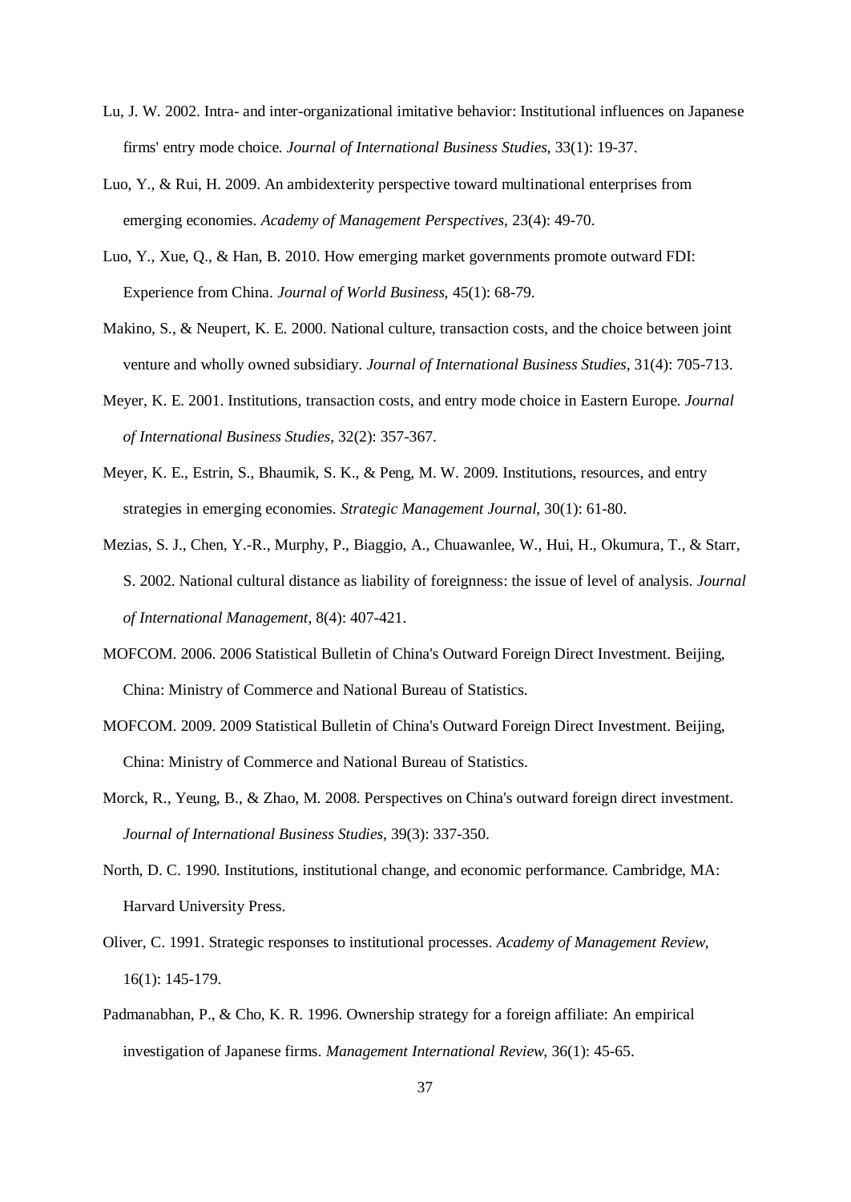Lu, J. W. 2002. Intra- and inter-organizational imitative behavior: Institutional influences on Japanese firms' entry mode choice. *Journal of International Business Studies*, 33(1): 19-37.

Luo, Y., & Rui, H. 2009. An ambidexterity perspective toward multinational enterprises from emerging economies. *Academy of Management Perspectives*, 23(4): 49-70.

Luo, Y., Xue, Q., & Han, B. 2010. How emerging market governments promote outward FDI: Experience from China. *Journal of World Business*, 45(1): 68-79.

Makino, S., & Neupert, K. E. 2000. National culture, transaction costs, and the choice between joint venture and wholly owned subsidiary. *Journal of International Business Studies*, 31(4): 705-713.

Meyer, K. E. 2001. Institutions, transaction costs, and entry mode choice in Eastern Europe. *Journal of International Business Studies*, 32(2): 357-367.

Meyer, K. E., Estrin, S., Bhaumik, S. K., & Peng, M. W. 2009. Institutions, resources, and entry strategies in emerging economies. *Strategic Management Journal*, 30(1): 61-80.

Mezias, S. J., Chen, Y.-R., Murphy, P., Biaggio, A., Chuawanlee, W., Hui, H., Okumura, T., & Starr, S. 2002. National cultural distance as liability of foreignness: the issue of level of analysis. *Journal of International Management*, 8(4): 407-421.

MOFCOM. 2006. 2006 Statistical Bulletin of China's Outward Foreign Direct Investment. Beijing, China: Ministry of Commerce and National Bureau of Statistics.

MOFCOM. 2009. 2009 Statistical Bulletin of China's Outward Foreign Direct Investment. Beijing, China: Ministry of Commerce and National Bureau of Statistics.

Morck, R., Yeung, B., & Zhao, M. 2008. Perspectives on China's outward foreign direct investment. *Journal of International Business Studies*, 39(3): 337-350.

North, D. C. 1990. Institutions, institutional change, and economic performance. Cambridge, MA: Harvard University Press.

Oliver, C. 1991. Strategic responses to institutional processes. *Academy of Management Review*, 16(1): 145-179.

Padmanabhan, P., & Cho, K. R. 1996. Ownership strategy for a foreign affiliate: An empirical investigation of Japanese firms. *Management International Review*, 36(1): 45-65.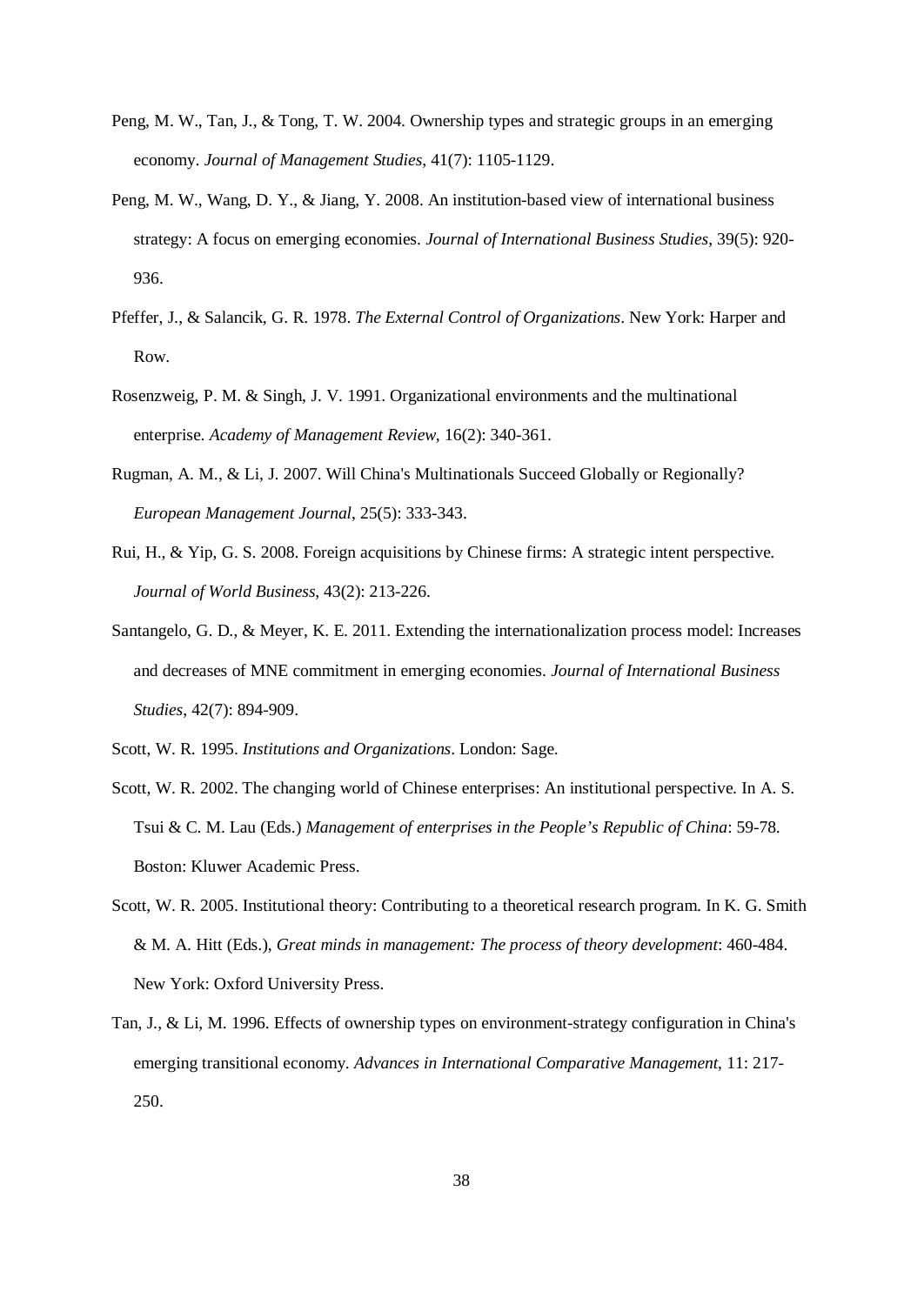Peng, M. W., Tan, J., & Tong, T. W. 2004. Ownership types and strategic groups in an emerging economy. *Journal of Management Studies*, 41(7): 1105-1129.

Peng, M. W., Wang, D. Y., & Jiang, Y. 2008. An institution-based view of international business strategy: A focus on emerging economies. *Journal of International Business Studies*, 39(5): 920-936.

Pfeffer, J., & Salancik, G. R. 1978. *The External Control of Organizations*. New York: Harper and Row.

Rosenzweig, P. M. & Singh, J. V. 1991. Organizational environments and the multinational enterprise. *Academy of Management Review*, 16(2): 340-361.

Rugman, A. M., & Li, J. 2007. Will China's Multinationals Succeed Globally or Regionally? *European Management Journal*, 25(5): 333-343.

Rui, H., & Yip, G. S. 2008. Foreign acquisitions by Chinese firms: A strategic intent perspective. *Journal of World Business*, 43(2): 213-226.

Santangelo, G. D., & Meyer, K. E. 2011. Extending the internationalization process model: Increases and decreases of MNE commitment in emerging economies. *Journal of International Business Studies*, 42(7): 894-909.

Scott, W. R. 1995. *Institutions and Organizations*. London: Sage.

Scott, W. R. 2002. The changing world of Chinese enterprises: An institutional perspective. In A. S. Tsui & C. M. Lau (Eds.) *Management of enterprises in the People's Republic of China*: 59-78. Boston: Kluwer Academic Press.

Scott, W. R. 2005. Institutional theory: Contributing to a theoretical research program. In K. G. Smith & M. A. Hitt (Eds.), *Great minds in management: The process of theory development*: 460-484. New York: Oxford University Press.

Tan, J., & Li, M. 1996. Effects of ownership types on environment-strategy configuration in China's emerging transitional economy. *Advances in International Comparative Management*, 11: 217-250.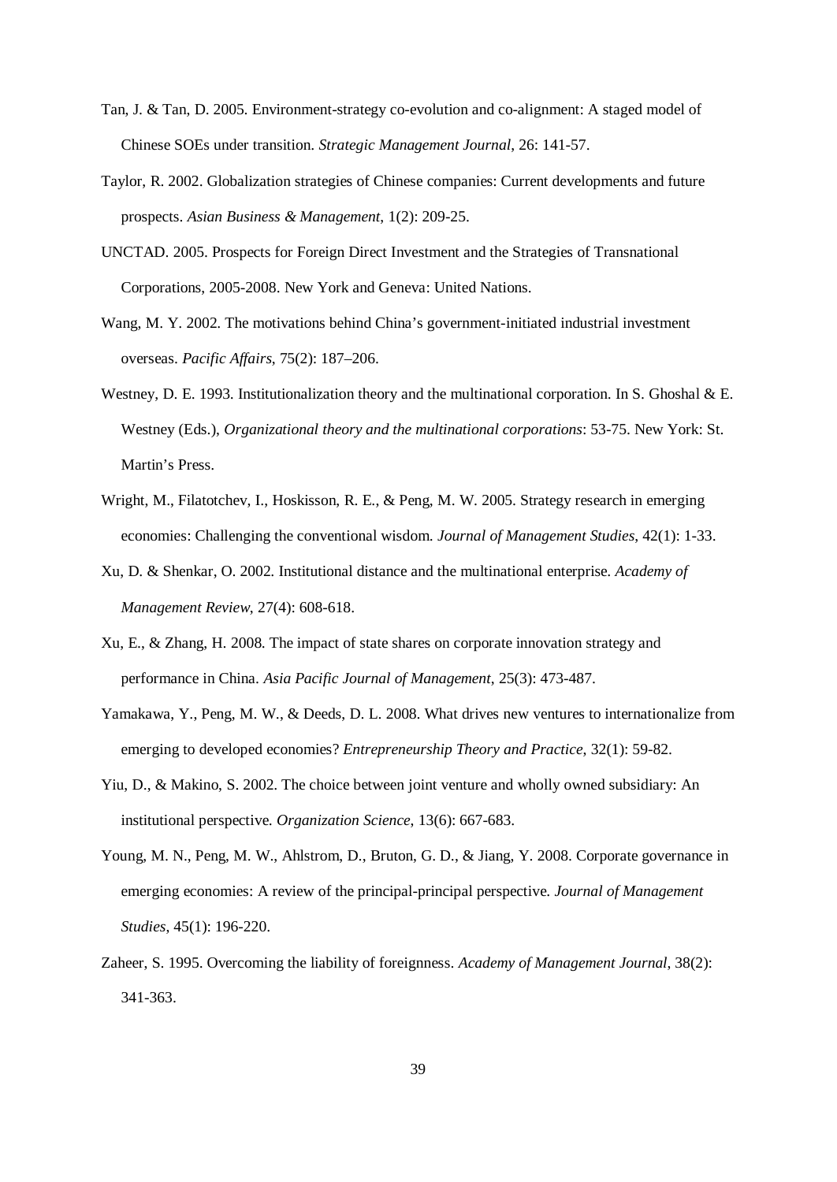Tan, J. & Tan, D. 2005. Environment-strategy co-evolution and co-alignment: A staged model of Chinese SOEs under transition. *Strategic Management Journal*, 26: 141-57.

Taylor, R. 2002. Globalization strategies of Chinese companies: Current developments and future prospects. *Asian Business & Management*, 1(2): 209-25.

UNCTAD. 2005. Prospects for Foreign Direct Investment and the Strategies of Transnational Corporations, 2005-2008. New York and Geneva: United Nations.

Wang, M. Y. 2002. The motivations behind China's government-initiated industrial investment overseas. *Pacific Affairs*, 75(2): 187–206.

Westney, D. E. 1993. Institutionalization theory and the multinational corporation. In S. Ghoshal & E. Westney (Eds.), *Organizational theory and the multinational corporations*: 53-75. New York: St. Martin's Press.

Wright, M., Filatotchev, I., Hoskisson, R. E., & Peng, M. W. 2005. Strategy research in emerging economies: Challenging the conventional wisdom. *Journal of Management Studies*, 42(1): 1-33.

Xu, D. & Shenkar, O. 2002. Institutional distance and the multinational enterprise. *Academy of Management Review*, 27(4): 608-618.

Xu, E., & Zhang, H. 2008. The impact of state shares on corporate innovation strategy and performance in China. *Asia Pacific Journal of Management*, 25(3): 473-487.

Yamakawa, Y., Peng, M. W., & Deeds, D. L. 2008. What drives new ventures to internationalize from emerging to developed economies? *Entrepreneurship Theory and Practice*, 32(1): 59-82.

Yiu, D., & Makino, S. 2002. The choice between joint venture and wholly owned subsidiary: An institutional perspective. *Organization Science*, 13(6): 667-683.

Young, M. N., Peng, M. W., Ahlstrom, D., Bruton, G. D., & Jiang, Y. 2008. Corporate governance in emerging economies: A review of the principal-principal perspective. *Journal of Management Studies*, 45(1): 196-220.

Zaheer, S. 1995. Overcoming the liability of foreignness. *Academy of Management Journal*, 38(2): 341-363.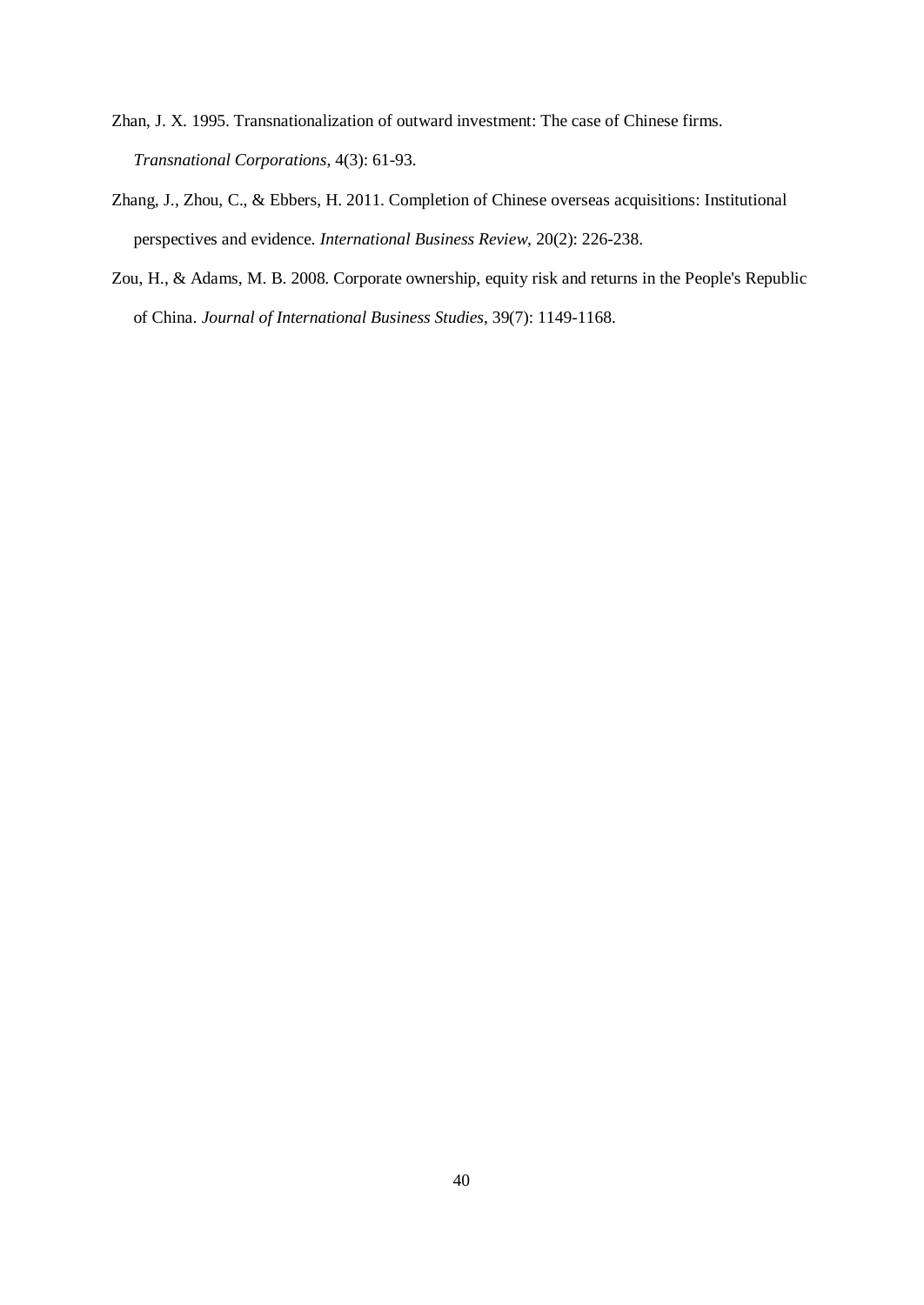Zhan, J. X. 1995. Transnationalization of outward investment: The case of Chinese firms. *Transnational Corporations*, 4(3): 61-93.

Zhang, J., Zhou, C., & Ebbers, H. 2011. Completion of Chinese overseas acquisitions: Institutional perspectives and evidence. *International Business Review*, 20(2): 226-238.

Zou, H., & Adams, M. B. 2008. Corporate ownership, equity risk and returns in the People's Republic of China. *Journal of International Business Studies*, 39(7): 1149-1168.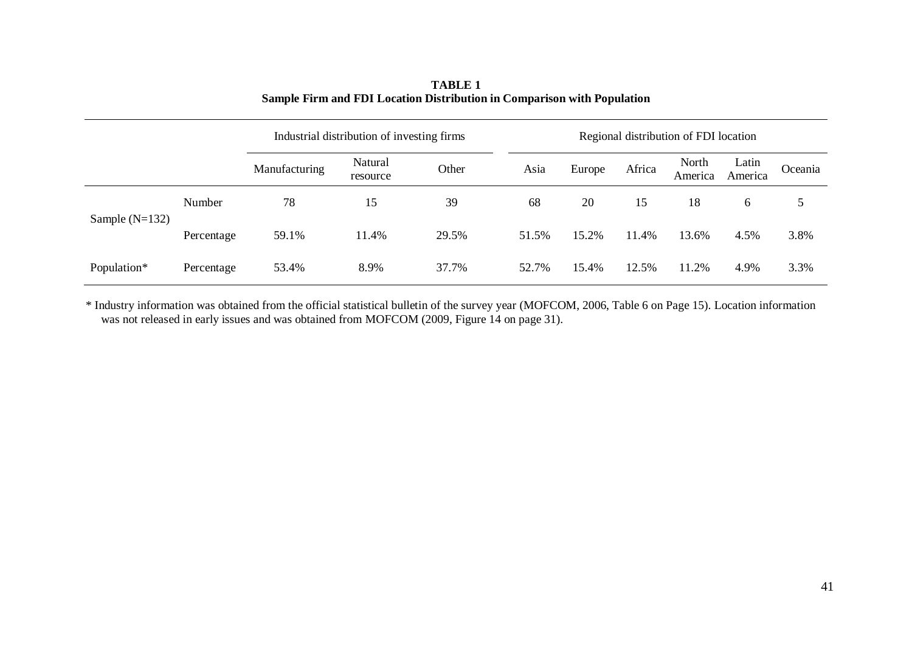**TABLE 1**
**Sample Firm and FDI Location Distribution in Comparison with Population**

| | | Industrial distribution of investing firms | | | Regional distribution of FDI location | | | | | |
|---|---|---|---|---|---|---|---|---|---|---|
| | | Manufacturing | Natural resource | Other | Asia | Europe | Africa | North America | Latin America | Oceania |
| Sample (N=132) | Number | 78 | 15 | 39 | 68 | 20 | 15 | 18 | 6 | 5 |
| | Percentage | 59.1% | 11.4% | 29.5% | 51.5% | 15.2% | 11.4% | 13.6% | 4.5% | 3.8% |
| Population* | Percentage | 53.4% | 8.9% | 37.7% | 52.7% | 15.4% | 12.5% | 11.2% | 4.9% | 3.3% |

* Industry information was obtained from the official statistical bulletin of the survey year (MOFCOM, 2006, Table 6 on Page 15). Location information was not released in early issues and was obtained from MOFCOM (2009, Figure 14 on page 31).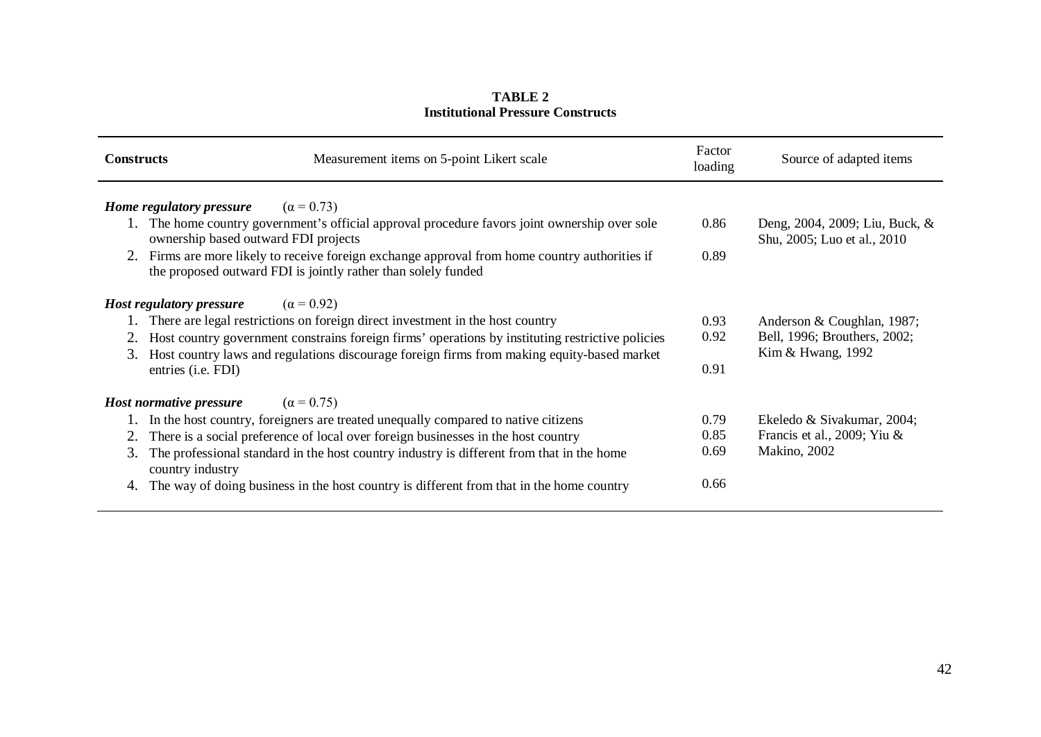**TABLE 2**
**Institutional Pressure Constructs**

| **Constructs** | Measurement items on 5-point Likert scale | Factor loading | Source of adapted items |
|---|---|---|---|
| ***Home regulatory pressure*** (α = 0.73) | | | |
| | 1. The home country government's official approval procedure favors joint ownership over sole ownership based outward FDI projects | 0.86 | Deng, 2004, 2009; Liu, Buck, & Shu, 2005; Luo et al., 2010 |
| | 2. Firms are more likely to receive foreign exchange approval from home country authorities if the proposed outward FDI is jointly rather than solely funded | 0.89 | |
| ***Host regulatory pressure*** (α = 0.92) | | | |
| | 1. There are legal restrictions on foreign direct investment in the host country | 0.93 | Anderson & Coughlan, 1987; Bell, 1996; Brouthers, 2002; Kim & Hwang, 1992 |
| | 2. Host country government constrains foreign firms' operations by instituting restrictive policies | 0.92 | |
| | 3. Host country laws and regulations discourage foreign firms from making equity-based market entries (i.e. FDI) | 0.91 | |
| ***Host normative pressure*** (α = 0.75) | | | |
| | 1. In the host country, foreigners are treated unequally compared to native citizens | 0.79 | Ekeledo & Sivakumar, 2004; Francis et al., 2009; Yiu & Makino, 2002 |
| | 2. There is a social preference of local over foreign businesses in the host country | 0.85 | |
| | 3. The professional standard in the host country industry is different from that in the home country industry | 0.69 | |
| | 4. The way of doing business in the host country is different from that in the home country | 0.66 | |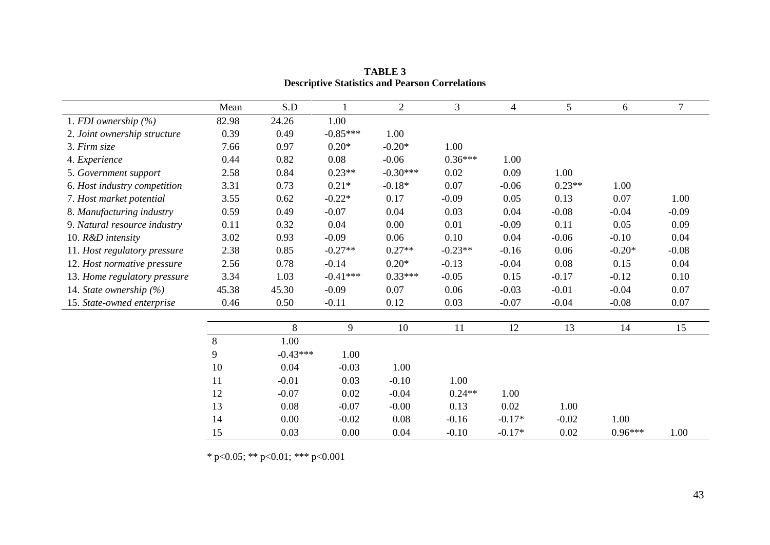**TABLE 3**
**Descriptive Statistics and Pearson Correlations**

| | Mean | S.D | 1 | 2 | 3 | 4 | 5 | 6 | 7 |
|---|---|---|---|---|---|---|---|---|---|
| 1. *FDI ownership (%)* | 82.98 | 24.26 | 1.00 | | | | | | |
| 2. *Joint ownership structure* | 0.39 | 0.49 | -0.85*** | 1.00 | | | | | |
| 3. *Firm size* | 7.66 | 0.97 | 0.20* | -0.20* | 1.00 | | | | |
| 4. *Experience* | 0.44 | 0.82 | 0.08 | -0.06 | 0.36*** | 1.00 | | | |
| 5. *Government support* | 2.58 | 0.84 | 0.23** | -0.30*** | 0.02 | 0.09 | 1.00 | | |
| 6. *Host industry competition* | 3.31 | 0.73 | 0.21* | -0.18* | 0.07 | -0.06 | 0.23** | 1.00 | |
| 7. *Host market potential* | 3.55 | 0.62 | -0.22* | 0.17 | -0.09 | 0.05 | 0.13 | 0.07 | 1.00 |
| 8. *Manufacturing industry* | 0.59 | 0.49 | -0.07 | 0.04 | 0.03 | 0.04 | -0.08 | -0.04 | -0.09 |
| 9. *Natural resource industry* | 0.11 | 0.32 | 0.04 | 0.00 | 0.01 | -0.09 | 0.11 | 0.05 | 0.09 |
| 10. *R&D intensity* | 3.02 | 0.93 | -0.09 | 0.06 | 0.10 | 0.04 | -0.06 | -0.10 | 0.04 |
| 11. *Host regulatory pressure* | 2.38 | 0.85 | -0.27** | 0.27** | -0.23** | -0.16 | 0.06 | -0.20* | -0.08 |
| 12. *Host normative pressure* | 2.56 | 0.78 | -0.14 | 0.20* | -0.13 | -0.04 | 0.08 | 0.15 | 0.04 |
| 13. *Home regulatory pressure* | 3.34 | 1.03 | -0.41*** | 0.33*** | -0.05 | 0.15 | -0.17 | -0.12 | 0.10 |
| 14. *State ownership (%)* | 45.38 | 45.30 | -0.09 | 0.07 | 0.06 | -0.03 | -0.01 | -0.04 | 0.07 |
| 15. *State-owned enterprise* | 0.46 | 0.50 | -0.11 | 0.12 | 0.03 | -0.07 | -0.04 | -0.08 | 0.07 |

| | 8 | 9 | 10 | 11 | 12 | 13 | 14 | 15 |
|---|---|---|---|---|---|---|---|---|
| 8 | 1.00 | | | | | | | |
| 9 | -0.43*** | 1.00 | | | | | | |
| 10 | 0.04 | -0.03 | 1.00 | | | | | |
| 11 | -0.01 | 0.03 | -0.10 | 1.00 | | | | |
| 12 | -0.07 | 0.02 | -0.04 | 0.24** | 1.00 | | | |
| 13 | 0.08 | -0.07 | -0.00 | 0.13 | 0.02 | 1.00 | | |
| 14 | 0.00 | -0.02 | 0.08 | -0.16 | -0.17* | -0.02 | 1.00 | |
| 15 | 0.03 | 0.00 | 0.04 | -0.10 | -0.17* | 0.02 | 0.96*** | 1.00 |

* p<0.05; ** p<0.01; *** p<0.001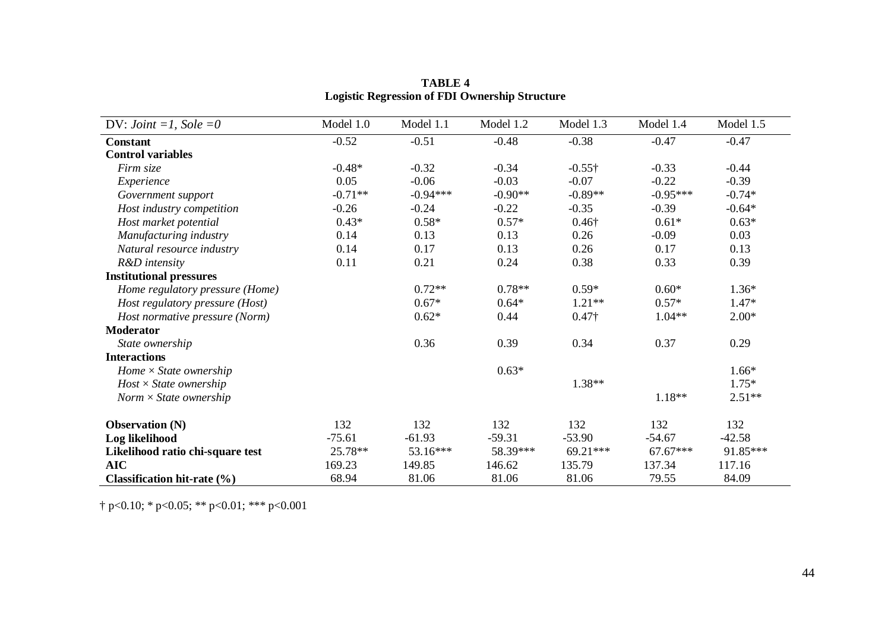**TABLE 4**
**Logistic Regression of FDI Ownership Structure**

| DV: *Joint =1, Sole =0* | Model 1.0 | Model 1.1 | Model 1.2 | Model 1.3 | Model 1.4 | Model 1.5 |
|---|---|---|---|---|---|---|
| **Constant** | -0.52 | -0.51 | -0.48 | -0.38 | -0.47 | -0.47 |
| **Control variables** | | | | | | |
| *Firm size* | -0.48* | -0.32 | -0.34 | -0.55† | -0.33 | -0.44 |
| *Experience* | 0.05 | -0.06 | -0.03 | -0.07 | -0.22 | -0.39 |
| *Government support* | -0.71** | -0.94*** | -0.90** | -0.89** | -0.95*** | -0.74* |
| *Host industry competition* | -0.26 | -0.24 | -0.22 | -0.35 | -0.39 | -0.64* |
| *Host market potential* | 0.43* | 0.58* | 0.57* | 0.46† | 0.61* | 0.63* |
| *Manufacturing industry* | 0.14 | 0.13 | 0.13 | 0.26 | -0.09 | 0.03 |
| *Natural resource industry* | 0.14 | 0.17 | 0.13 | 0.26 | 0.17 | 0.13 |
| *R&D intensity* | 0.11 | 0.21 | 0.24 | 0.38 | 0.33 | 0.39 |
| **Institutional pressures** | | | | | | |
| *Home regulatory pressure (Home)* | | 0.72** | 0.78** | 0.59* | 0.60* | 1.36* |
| *Host regulatory pressure (Host)* | | 0.67* | 0.64* | 1.21** | 0.57* | 1.47* |
| *Host normative pressure (Norm)* | | 0.62* | 0.44 | 0.47† | 1.04** | 2.00* |
| **Moderator** | | | | | | |
| *State ownership* | | 0.36 | 0.39 | 0.34 | 0.37 | 0.29 |
| **Interactions** | | | | | | |
| *Home × State ownership* | | | 0.63* | | | 1.66* |
| *Host × State ownership* | | | | 1.38** | | 1.75* |
| *Norm × State ownership* | | | | | 1.18** | 2.51** |
| **Observation (N)** | 132 | 132 | 132 | 132 | 132 | 132 |
| **Log likelihood** | -75.61 | -61.93 | -59.31 | -53.90 | -54.67 | -42.58 |
| **Likelihood ratio chi-square test** | 25.78** | 53.16*** | 58.39*** | 69.21*** | 67.67*** | 91.85*** |
| **AIC** | 169.23 | 149.85 | 146.62 | 135.79 | 137.34 | 117.16 |
| **Classification hit-rate (%)** | 68.94 | 81.06 | 81.06 | 81.06 | 79.55 | 84.09 |

† $p<0.10$; * $p<0.05$; ** $p<0.01$; *** $p<0.001$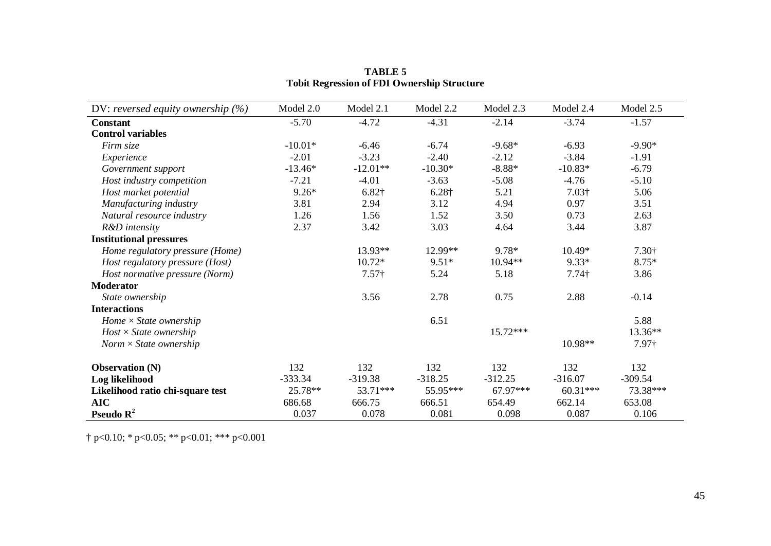**TABLE 5**
**Tobit Regression of FDI Ownership Structure**

| DV: *reversed equity ownership (%)* | Model 2.0 | Model 2.1 | Model 2.2 | Model 2.3 | Model 2.4 | Model 2.5 |
|---|---|---|---|---|---|---|
| **Constant** | -5.70 | -4.72 | -4.31 | -2.14 | -3.74 | -1.57 |
| **Control variables** | | | | | | |
| *Firm size* | -10.01* | -6.46 | -6.74 | -9.68* | -6.93 | -9.90* |
| *Experience* | -2.01 | -3.23 | -2.40 | -2.12 | -3.84 | -1.91 |
| *Government support* | -13.46* | -12.01** | -10.30* | -8.88* | -10.83* | -6.79 |
| *Host industry competition* | -7.21 | -4.01 | -3.63 | -5.08 | -4.76 | -5.10 |
| *Host market potential* | 9.26* | 6.82† | 6.28† | 5.21 | 7.03† | 5.06 |
| *Manufacturing industry* | 3.81 | 2.94 | 3.12 | 4.94 | 0.97 | 3.51 |
| *Natural resource industry* | 1.26 | 1.56 | 1.52 | 3.50 | 0.73 | 2.63 |
| *R&D intensity* | 2.37 | 3.42 | 3.03 | 4.64 | 3.44 | 3.87 |
| **Institutional pressures** | | | | | | |
| *Home regulatory pressure (Home)* | | 13.93** | 12.99** | 9.78* | 10.49* | 7.30† |
| *Host regulatory pressure (Host)* | | 10.72* | 9.51* | 10.94** | 9.33* | 8.75* |
| *Host normative pressure (Norm)* | | 7.57† | 5.24 | 5.18 | 7.74† | 3.86 |
| **Moderator** | | | | | | |
| *State ownership* | | 3.56 | 2.78 | 0.75 | 2.88 | -0.14 |
| **Interactions** | | | | | | |
| *Home × State ownership* | | | 6.51 | | | 5.88 |
| *Host × State ownership* | | | | 15.72*** | | 13.36** |
| *Norm × State ownership* | | | | | 10.98** | 7.97† |
| **Observation (N)** | 132 | 132 | 132 | 132 | 132 | 132 |
| **Log likelihood** | -333.34 | -319.38 | -318.25 | -312.25 | -316.07 | -309.54 |
| **Likelihood ratio chi-square test** | 25.78** | 53.71*** | 55.95*** | 67.97*** | 60.31*** | 73.38*** |
| **AIC** | 686.68 | 666.75 | 666.51 | 654.49 | 662.14 | 653.08 |
| **Pseudo $R^2$** | 0.037 | 0.078 | 0.081 | 0.098 | 0.087 | 0.106 |

† $p<0.10$; * $p<0.05$; ** $p<0.01$; *** $p<0.001$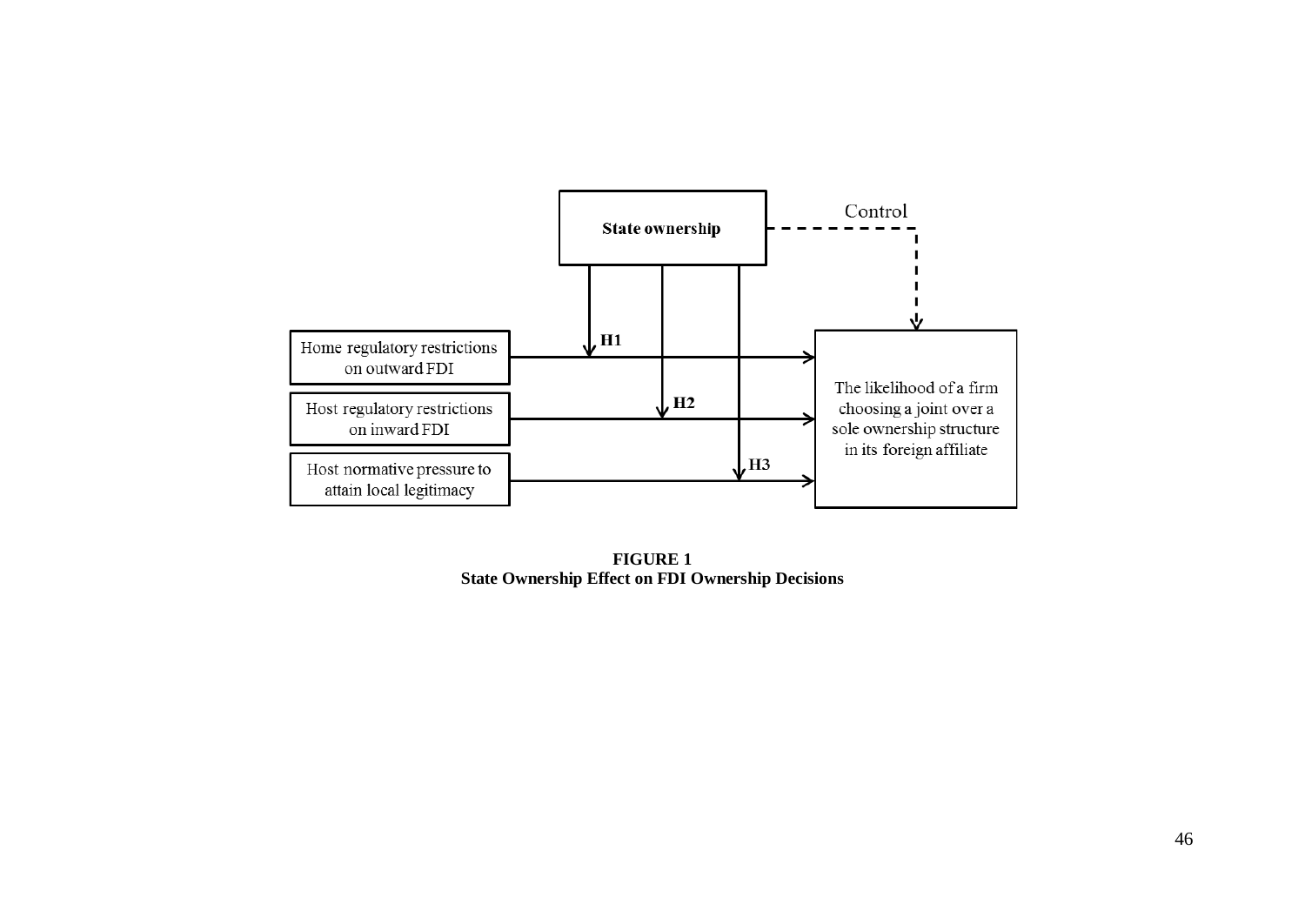State ownership

Control

H1

H2

H3

Home regulatory restrictions on outward FDI

Host regulatory restrictions on inward FDI

Host normative pressure to attain local legitimacy

The likelihood of a firm choosing a joint over a sole ownership structure in its foreign affiliate

**FIGURE 1**
**State Ownership Effect on FDI Ownership Decisions**